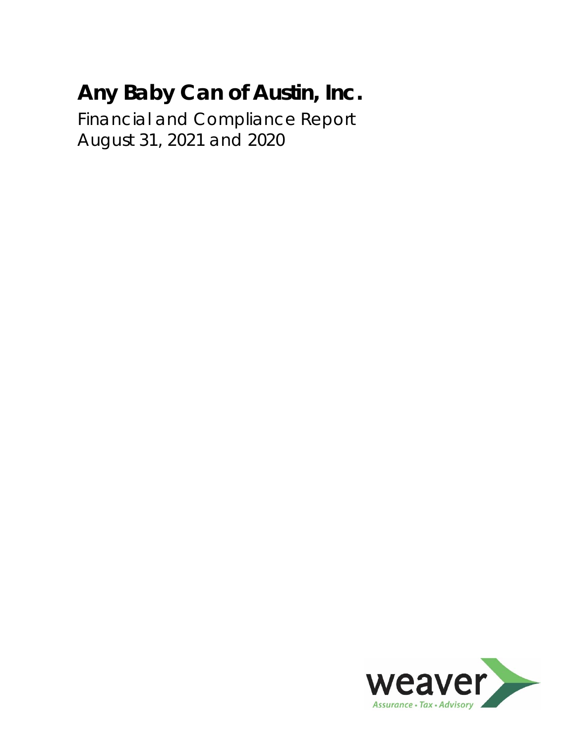# Any Baby Can of Austin, Inc.

Financial and Compliance Report
August 31, 2021 and 2020

weaver
Assurance • Tax • Advisory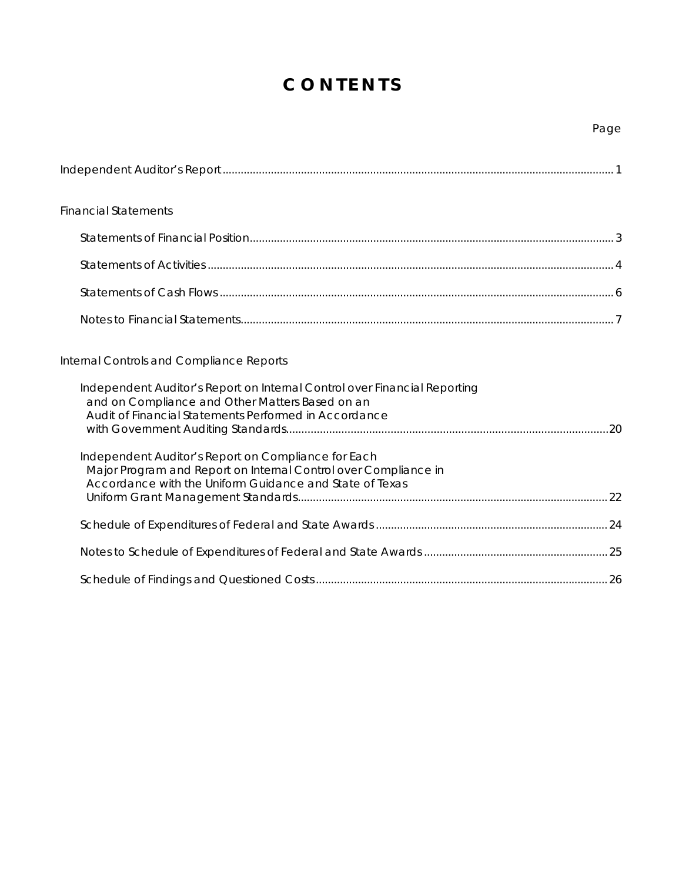# CONTENTS

| | Page |
|---|---|
| Independent Auditor's Report | 1 |
| **Financial Statements** | |
| Statements of Financial Position | 3 |
| Statements of Activities | 4 |
| Statements of Cash Flows | 6 |
| Notes to Financial Statements | 7 |
| **Internal Controls and Compliance Reports** | |
| Independent Auditor's Report on Internal Control over Financial Reporting and on Compliance and Other Matters Based on an Audit of Financial Statements Performed in Accordance with Government Auditing Standards | 20 |
| Independent Auditor's Report on Compliance for Each Major Program and Report on Internal Control over Compliance in Accordance with the Uniform Guidance and State of Texas Uniform Grant Management Standards | 22 |
| Schedule of Expenditures of Federal and State Awards | 24 |
| Notes to Schedule of Expenditures of Federal and State Awards | 25 |
| Schedule of Findings and Questioned Costs | 26 |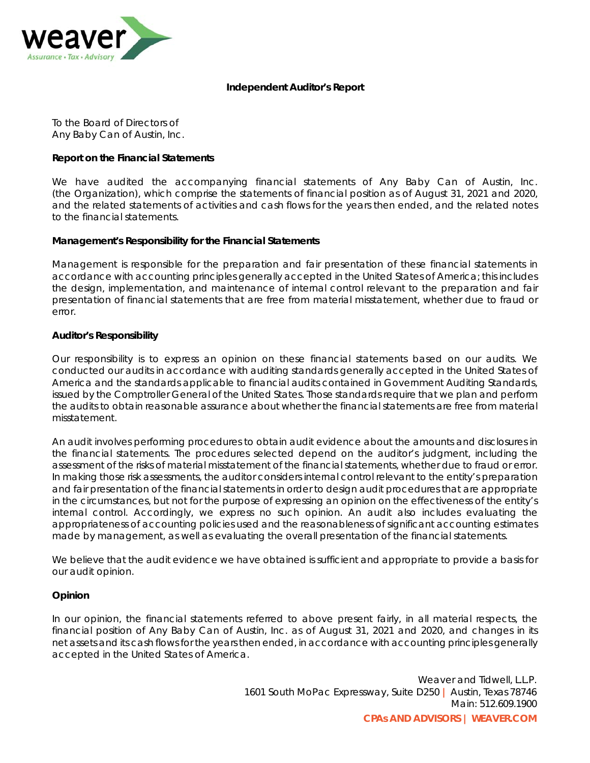# Independent Auditor's Report

To the Board of Directors of
Any Baby Can of Austin, Inc.

## Report on the Financial Statements

We have audited the accompanying financial statements of Any Baby Can of Austin, Inc. (the Organization), which comprise the statements of financial position as of August 31, 2021 and 2020, and the related statements of activities and cash flows for the years then ended, and the related notes to the financial statements.

## Management's Responsibility for the Financial Statements

Management is responsible for the preparation and fair presentation of these financial statements in accordance with accounting principles generally accepted in the United States of America; this includes the design, implementation, and maintenance of internal control relevant to the preparation and fair presentation of financial statements that are free from material misstatement, whether due to fraud or error.

## Auditor's Responsibility

Our responsibility is to express an opinion on these financial statements based on our audits. We conducted our audits in accordance with auditing standards generally accepted in the United States of America and the standards applicable to financial audits contained in Government Auditing Standards, issued by the Comptroller General of the United States. Those standards require that we plan and perform the audits to obtain reasonable assurance about whether the financial statements are free from material misstatement.

An audit involves performing procedures to obtain audit evidence about the amounts and disclosures in the financial statements. The procedures selected depend on the auditor's judgment, including the assessment of the risks of material misstatement of the financial statements, whether due to fraud or error. In making those risk assessments, the auditor considers internal control relevant to the entity's preparation and fair presentation of the financial statements in order to design audit procedures that are appropriate in the circumstances, but not for the purpose of expressing an opinion on the effectiveness of the entity's internal control. Accordingly, we express no such opinion. An audit also includes evaluating the appropriateness of accounting policies used and the reasonableness of significant accounting estimates made by management, as well as evaluating the overall presentation of the financial statements.

We believe that the audit evidence we have obtained is sufficient and appropriate to provide a basis for our audit opinion.

## Opinion

In our opinion, the financial statements referred to above present fairly, in all material respects, the financial position of Any Baby Can of Austin, Inc. as of August 31, 2021 and 2020, and changes in its net assets and its cash flows for the years then ended, in accordance with accounting principles generally accepted in the United States of America.

Weaver and Tidwell, L.L.P.
1601 South MoPac Expressway, Suite D250 | Austin, Texas 78746
Main: 512.609.1900

**CPAs AND ADVISORS | WEAVER.COM**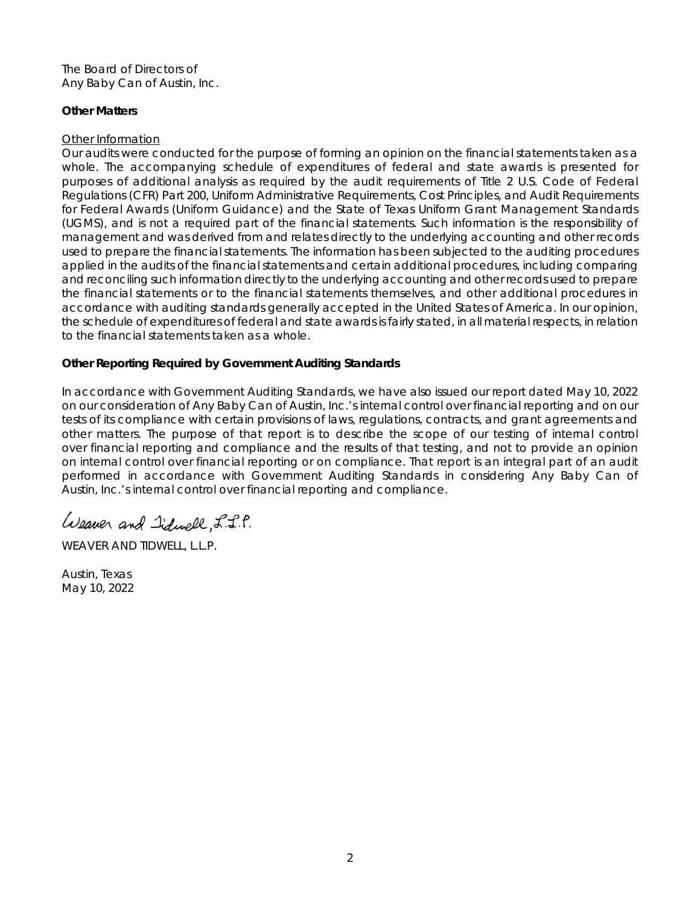The Board of Directors of
Any Baby Can of Austin, Inc.

**Other Matters**

Other Information

Our audits were conducted for the purpose of forming an opinion on the financial statements taken as a whole. The accompanying schedule of expenditures of federal and state awards is presented for purposes of additional analysis as required by the audit requirements of Title 2 U.S. Code of Federal Regulations (CFR) Part 200, Uniform Administrative Requirements, Cost Principles, and Audit Requirements for Federal Awards (Uniform Guidance) and the State of Texas Uniform Grant Management Standards (UGMS), and is not a required part of the financial statements. Such information is the responsibility of management and was derived from and relates directly to the underlying accounting and other records used to prepare the financial statements. The information has been subjected to the auditing procedures applied in the audits of the financial statements and certain additional procedures, including comparing and reconciling such information directly to the underlying accounting and other records used to prepare the financial statements or to the financial statements themselves, and other additional procedures in accordance with auditing standards generally accepted in the United States of America. In our opinion, the schedule of expenditures of federal and state awards is fairly stated, in all material respects, in relation to the financial statements taken as a whole.

**Other Reporting Required by Government Auditing Standards**

In accordance with Government Auditing Standards, we have also issued our report dated May 10, 2022 on our consideration of Any Baby Can of Austin, Inc.'s internal control over financial reporting and on our tests of its compliance with certain provisions of laws, regulations, contracts, and grant agreements and other matters. The purpose of that report is to describe the scope of our testing of internal control over financial reporting and compliance and the results of that testing, and not to provide an opinion on internal control over financial reporting or on compliance. That report is an integral part of an audit performed in accordance with Government Auditing Standards in considering Any Baby Can of Austin, Inc.'s internal control over financial reporting and compliance.

Weaver and Tidwell, L.L.P.

WEAVER AND TIDWELL, L.L.P.

Austin, Texas
May 10, 2022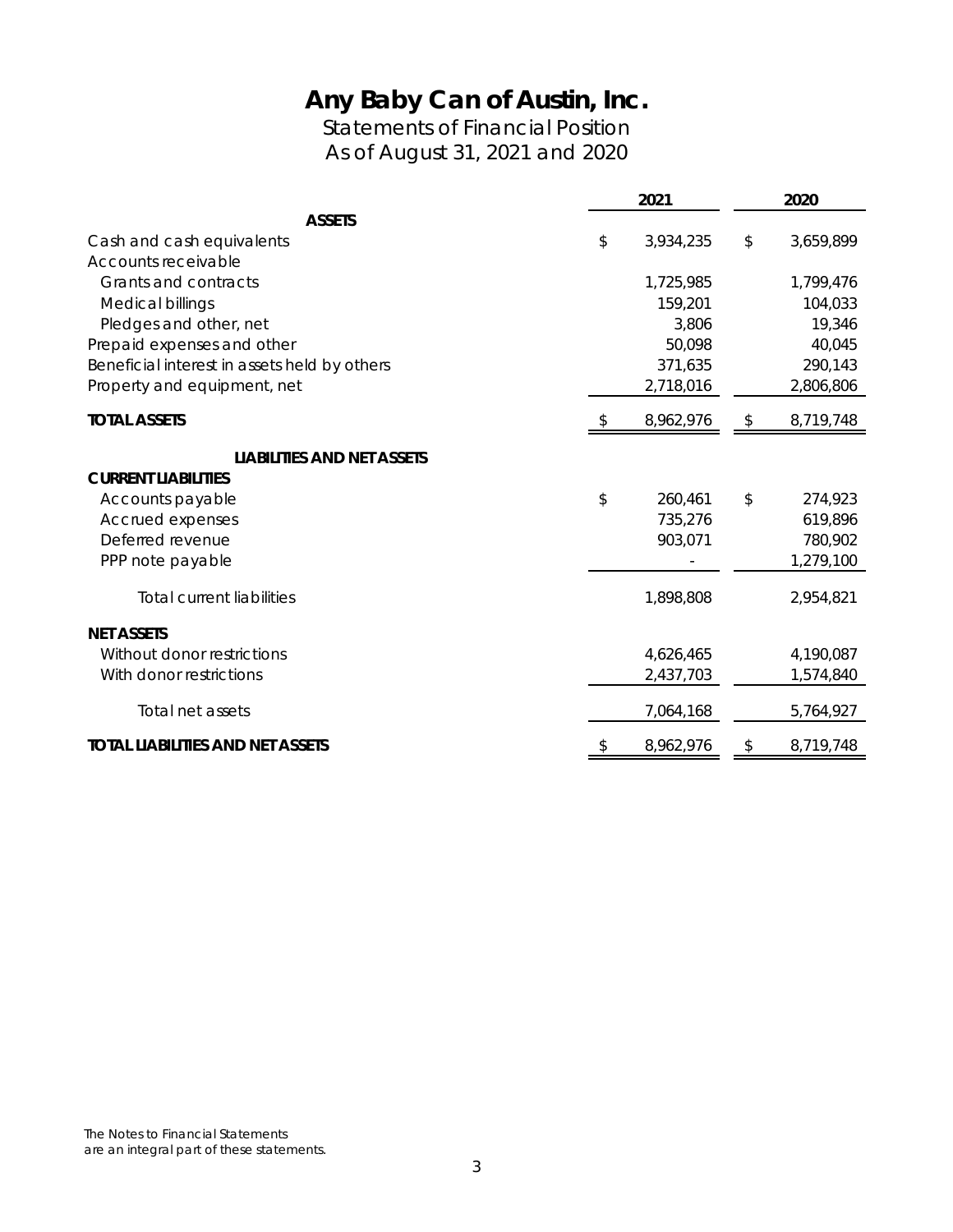# Any Baby Can of Austin, Inc.

Statements of Financial Position

As of August 31, 2021 and 2020

| | 2021 | 2020 |
|---|---|---|
| **ASSETS** | | |
| Cash and cash equivalents | $ 3,934,235 | $ 3,659,899 |
| Accounts receivable | | |
| Grants and contracts | 1,725,985 | 1,799,476 |
| Medical billings | 159,201 | 104,033 |
| Pledges and other, net | 3,806 | 19,346 |
| Prepaid expenses and other | 50,098 | 40,045 |
| Beneficial interest in assets held by others | 371,635 | 290,143 |
| Property and equipment, net | 2,718,016 | 2,806,806 |
| **TOTAL ASSETS** | $ 8,962,976 | $ 8,719,748 |
| **LIABILITIES AND NET ASSETS** | | |
| **CURRENT LIABILITIES** | | |
| Accounts payable | $ 260,461 | $ 274,923 |
| Accrued expenses | 735,276 | 619,896 |
| Deferred revenue | 903,071 | 780,902 |
| PPP note payable | - | 1,279,100 |
| Total current liabilities | 1,898,808 | 2,954,821 |
| **NET ASSETS** | | |
| Without donor restrictions | 4,626,465 | 4,190,087 |
| With donor restrictions | 2,437,703 | 1,574,840 |
| Total net assets | 7,064,168 | 5,764,927 |
| **TOTAL LIABILITIES AND NET ASSETS** | $ 8,962,976 | $ 8,719,748 |

*The Notes to Financial Statements are an integral part of these statements.*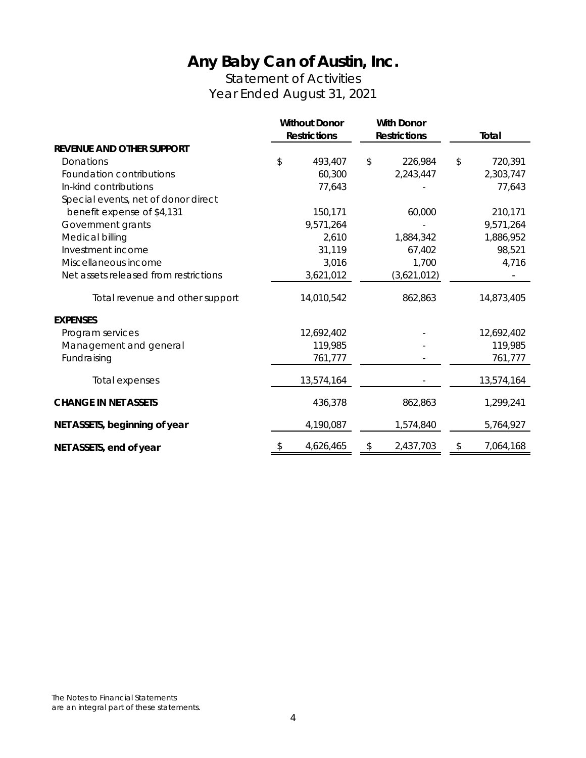# Any Baby Can of Austin, Inc.

## Statement of Activities

## Year Ended August 31, 2021

| | Without Donor Restrictions | With Donor Restrictions | Total |
|---|---|---|---|
| **REVENUE AND OTHER SUPPORT** | | | |
| Donations | $ 493,407 | $ 226,984 | $ 720,391 |
| Foundation contributions | 60,300 | 2,243,447 | 2,303,747 |
| In-kind contributions | 77,643 | - | 77,643 |
| Special events, net of donor direct benefit expense of $4,131 | 150,171 | 60,000 | 210,171 |
| Government grants | 9,571,264 | - | 9,571,264 |
| Medical billing | 2,610 | 1,884,342 | 1,886,952 |
| Investment income | 31,119 | 67,402 | 98,521 |
| Miscellaneous income | 3,016 | 1,700 | 4,716 |
| Net assets released from restrictions | 3,621,012 | (3,621,012) | - |
| Total revenue and other support | 14,010,542 | 862,863 | 14,873,405 |
| **EXPENSES** | | | |
| Program services | 12,692,402 | - | 12,692,402 |
| Management and general | 119,985 | - | 119,985 |
| Fundraising | 761,777 | - | 761,777 |
| Total expenses | 13,574,164 | - | 13,574,164 |
| **CHANGE IN NET ASSETS** | 436,378 | 862,863 | 1,299,241 |
| **NET ASSETS, beginning of year** | 4,190,087 | 1,574,840 | 5,764,927 |
| **NET ASSETS, end of year** | $ 4,626,465 | $ 2,437,703 | $ 7,064,168 |

The Notes to Financial Statements are an integral part of these statements.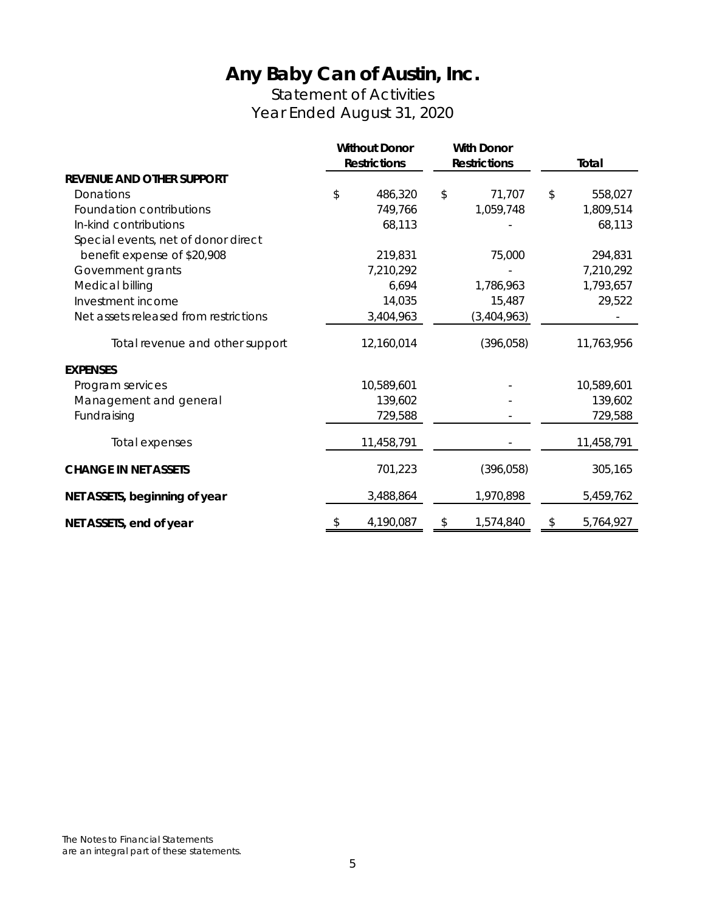# Any Baby Can of Austin, Inc.

## Statement of Activities

## Year Ended August 31, 2020

| | Without Donor Restrictions | With Donor Restrictions | Total |
|---|---|---|---|
| **REVENUE AND OTHER SUPPORT** | | | |
| Donations | $ 486,320 | $ 71,707 | $ 558,027 |
| Foundation contributions | 749,766 | 1,059,748 | 1,809,514 |
| In-kind contributions | 68,113 | - | 68,113 |
| Special events, net of donor direct benefit expense of $20,908 | 219,831 | 75,000 | 294,831 |
| Government grants | 7,210,292 | - | 7,210,292 |
| Medical billing | 6,694 | 1,786,963 | 1,793,657 |
| Investment income | 14,035 | 15,487 | 29,522 |
| Net assets released from restrictions | 3,404,963 | (3,404,963) | - |
| Total revenue and other support | 12,160,014 | (396,058) | 11,763,956 |
| **EXPENSES** | | | |
| Program services | 10,589,601 | - | 10,589,601 |
| Management and general | 139,602 | - | 139,602 |
| Fundraising | 729,588 | - | 729,588 |
| Total expenses | 11,458,791 | - | 11,458,791 |
| **CHANGE IN NET ASSETS** | 701,223 | (396,058) | 305,165 |
| **NET ASSETS, beginning of year** | 3,488,864 | 1,970,898 | 5,459,762 |
| **NET ASSETS, end of year** | $ 4,190,087 | $ 1,574,840 | $ 5,764,927 |

The Notes to Financial Statements are an integral part of these statements.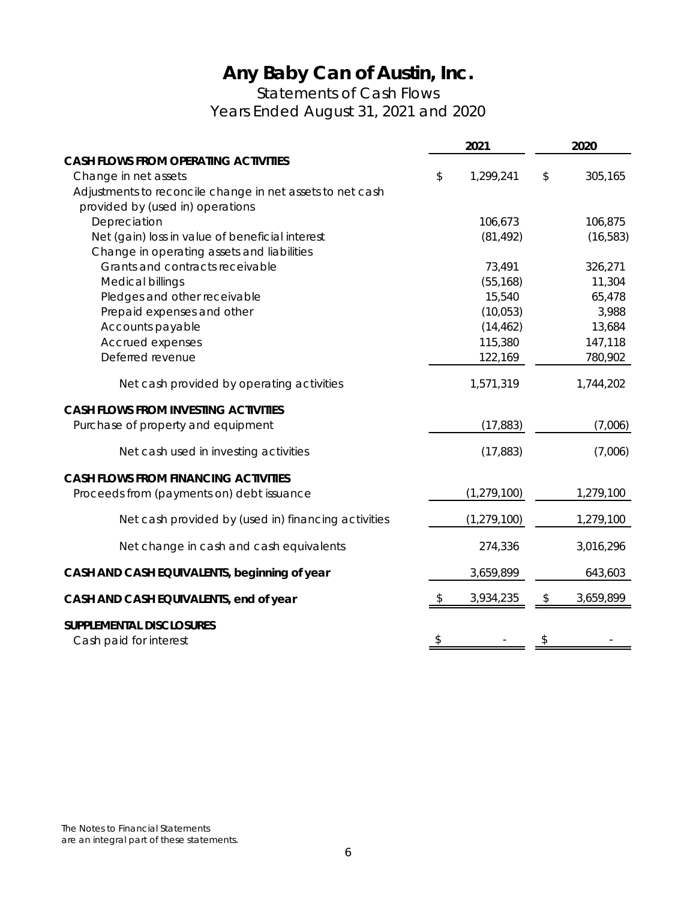# Any Baby Can of Austin, Inc.

## Statements of Cash Flows

## Years Ended August 31, 2021 and 2020

| | 2021 | 2020 |
|---|---|---|
| **CASH FLOWS FROM OPERATING ACTIVITIES** | | |
| Change in net assets | $ 1,299,241 | $ 305,165 |
| Adjustments to reconcile change in net assets to net cash provided by (used in) operations | | |
| Depreciation | 106,673 | 106,875 |
| Net (gain) loss in value of beneficial interest | (81,492) | (16,583) |
| Change in operating assets and liabilities | | |
| Grants and contracts receivable | 73,491 | 326,271 |
| Medical billings | (55,168) | 11,304 |
| Pledges and other receivable | 15,540 | 65,478 |
| Prepaid expenses and other | (10,053) | 3,988 |
| Accounts payable | (14,462) | 13,684 |
| Accrued expenses | 115,380 | 147,118 |
| Deferred revenue | 122,169 | 780,902 |
| Net cash provided by operating activities | 1,571,319 | 1,744,202 |
| **CASH FLOWS FROM INVESTING ACTIVITIES** | | |
| Purchase of property and equipment | (17,883) | (7,006) |
| Net cash used in investing activities | (17,883) | (7,006) |
| **CASH FLOWS FROM FINANCING ACTIVITIES** | | |
| Proceeds from (payments on) debt issuance | (1,279,100) | 1,279,100 |
| Net cash provided by (used in) financing activities | (1,279,100) | 1,279,100 |
| Net change in cash and cash equivalents | 274,336 | 3,016,296 |
| **CASH AND CASH EQUIVALENTS, beginning of year** | 3,659,899 | 643,603 |
| **CASH AND CASH EQUIVALENTS, end of year** | $ 3,934,235 | $ 3,659,899 |
| **SUPPLEMENTAL DISCLOSURES** | | |
| Cash paid for interest | $ - | $ - |

The Notes to Financial Statements
are an integral part of these statements.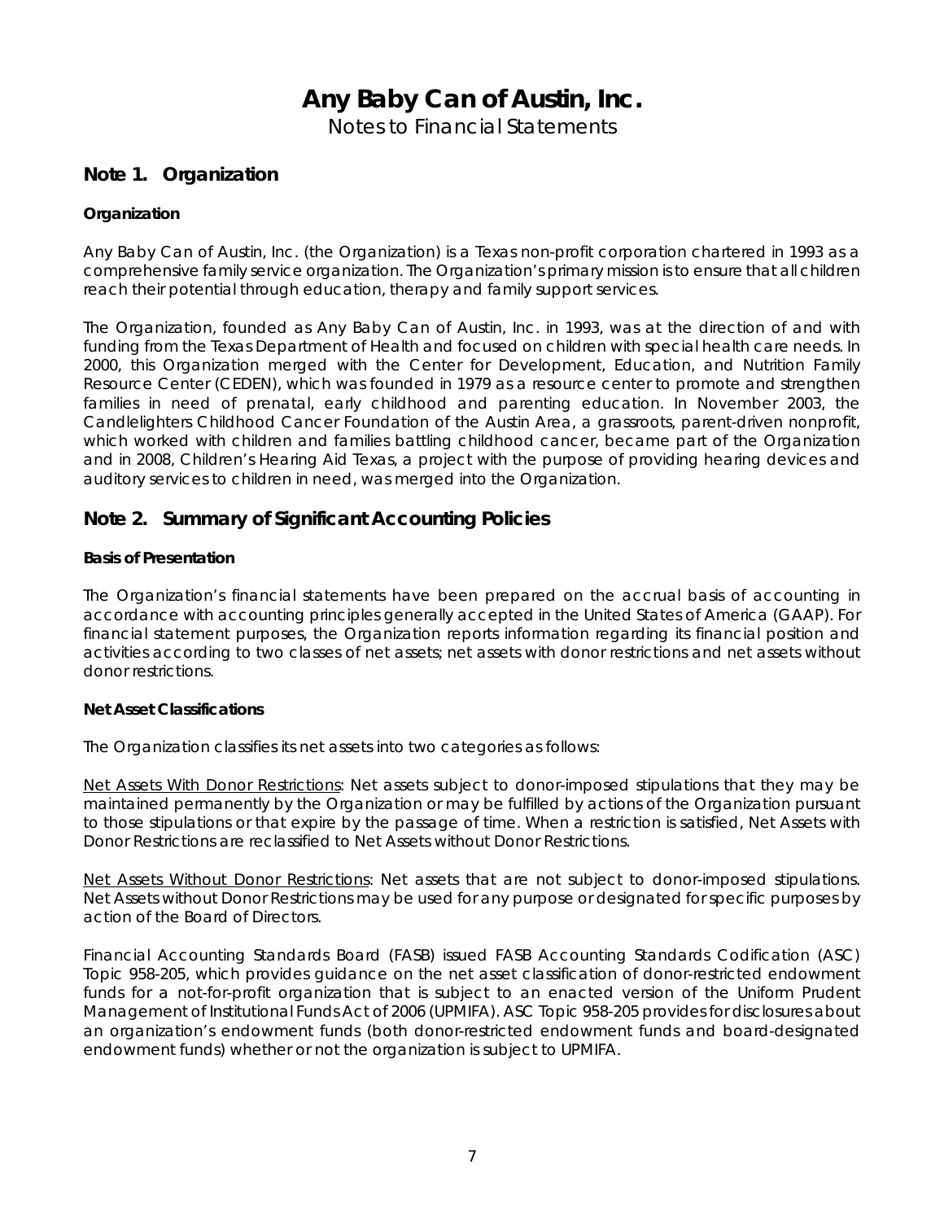# Any Baby Can of Austin, Inc.

Notes to Financial Statements

## Note 1. Organization

### Organization

Any Baby Can of Austin, Inc. (the Organization) is a Texas non-profit corporation chartered in 1993 as a comprehensive family service organization. The Organization's primary mission is to ensure that all children reach their potential through education, therapy and family support services.

The Organization, founded as Any Baby Can of Austin, Inc. in 1993, was at the direction of and with funding from the Texas Department of Health and focused on children with special health care needs. In 2000, this Organization merged with the Center for Development, Education, and Nutrition Family Resource Center (CEDEN), which was founded in 1979 as a resource center to promote and strengthen families in need of prenatal, early childhood and parenting education. In November 2003, the Candlelighters Childhood Cancer Foundation of the Austin Area, a grassroots, parent-driven nonprofit, which worked with children and families battling childhood cancer, became part of the Organization and in 2008, Children's Hearing Aid Texas, a project with the purpose of providing hearing devices and auditory services to children in need, was merged into the Organization.

## Note 2. Summary of Significant Accounting Policies

### Basis of Presentation

The Organization's financial statements have been prepared on the accrual basis of accounting in accordance with accounting principles generally accepted in the United States of America (GAAP). For financial statement purposes, the Organization reports information regarding its financial position and activities according to two classes of net assets; net assets with donor restrictions and net assets without donor restrictions.

### Net Asset Classifications

The Organization classifies its net assets into two categories as follows:

Net Assets With Donor Restrictions: Net assets subject to donor-imposed stipulations that they may be maintained permanently by the Organization or may be fulfilled by actions of the Organization pursuant to those stipulations or that expire by the passage of time. When a restriction is satisfied, Net Assets with Donor Restrictions are reclassified to Net Assets without Donor Restrictions.

Net Assets Without Donor Restrictions: Net assets that are not subject to donor-imposed stipulations. Net Assets without Donor Restrictions may be used for any purpose or designated for specific purposes by action of the Board of Directors.

Financial Accounting Standards Board (FASB) issued FASB Accounting Standards Codification (ASC) Topic 958-205, which provides guidance on the net asset classification of donor-restricted endowment funds for a not-for-profit organization that is subject to an enacted version of the Uniform Prudent Management of Institutional Funds Act of 2006 (UPMIFA). ASC Topic 958-205 provides for disclosures about an organization's endowment funds (both donor-restricted endowment funds and board-designated endowment funds) whether or not the organization is subject to UPMIFA.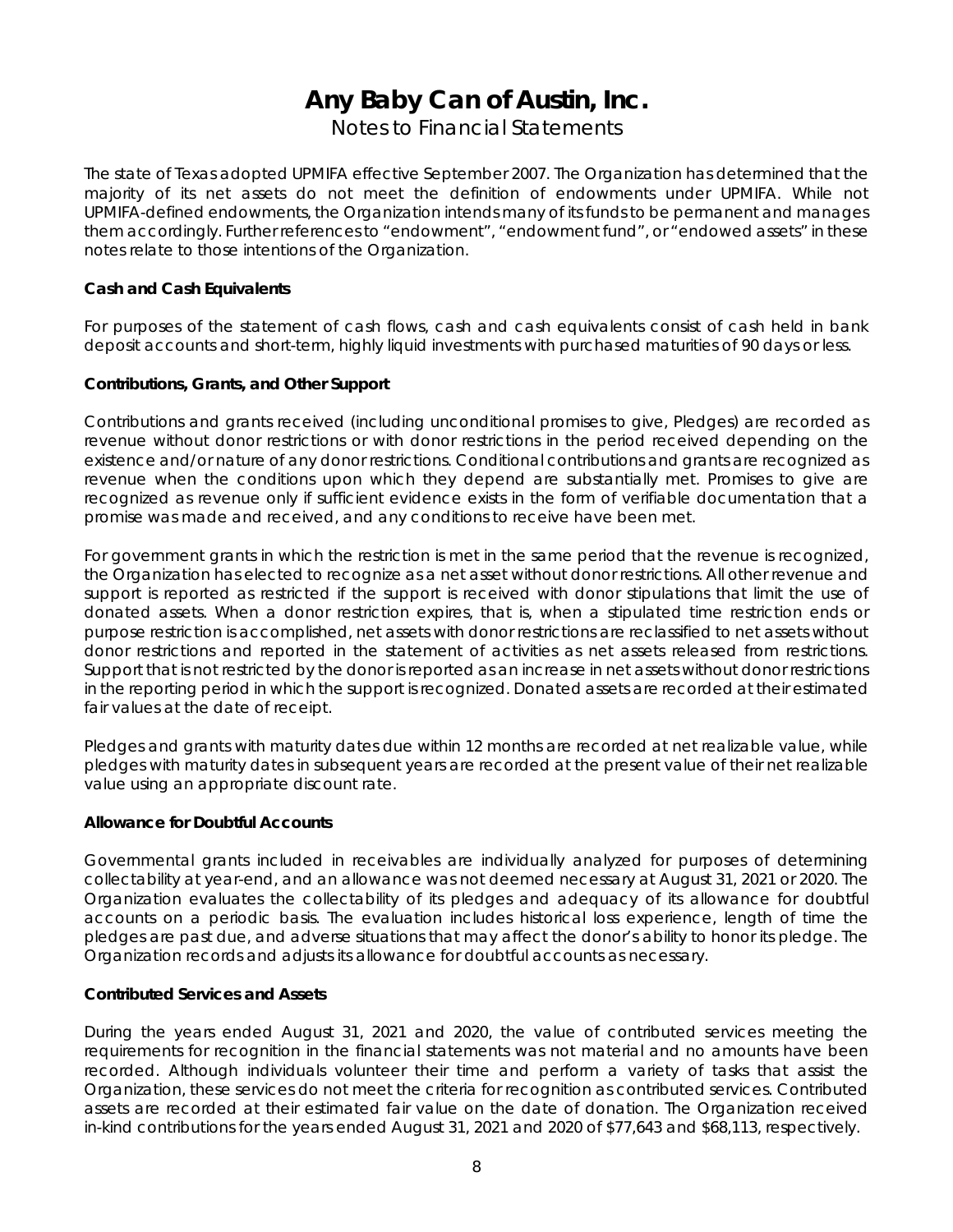The state of Texas adopted UPMIFA effective September 2007. The Organization has determined that the majority of its net assets do not meet the definition of endowments under UPMIFA. While not UPMIFA-defined endowments, the Organization intends many of its funds to be permanent and manages them accordingly. Further references to "endowment", "endowment fund", or "endowed assets" in these notes relate to those intentions of the Organization.

**Cash and Cash Equivalents**

For purposes of the statement of cash flows, cash and cash equivalents consist of cash held in bank deposit accounts and short-term, highly liquid investments with purchased maturities of 90 days or less.

**Contributions, Grants, and Other Support**

Contributions and grants received (including unconditional promises to give, Pledges) are recorded as revenue without donor restrictions or with donor restrictions in the period received depending on the existence and/or nature of any donor restrictions. Conditional contributions and grants are recognized as revenue when the conditions upon which they depend are substantially met. Promises to give are recognized as revenue only if sufficient evidence exists in the form of verifiable documentation that a promise was made and received, and any conditions to receive have been met.

For government grants in which the restriction is met in the same period that the revenue is recognized, the Organization has elected to recognize as a net asset without donor restrictions. All other revenue and support is reported as restricted if the support is received with donor stipulations that limit the use of donated assets. When a donor restriction expires, that is, when a stipulated time restriction ends or purpose restriction is accomplished, net assets with donor restrictions are reclassified to net assets without donor restrictions and reported in the statement of activities as net assets released from restrictions. Support that is not restricted by the donor is reported as an increase in net assets without donor restrictions in the reporting period in which the support is recognized. Donated assets are recorded at their estimated fair values at the date of receipt.

Pledges and grants with maturity dates due within 12 months are recorded at net realizable value, while pledges with maturity dates in subsequent years are recorded at the present value of their net realizable value using an appropriate discount rate.

**Allowance for Doubtful Accounts**

Governmental grants included in receivables are individually analyzed for purposes of determining collectability at year-end, and an allowance was not deemed necessary at August 31, 2021 or 2020. The Organization evaluates the collectability of its pledges and adequacy of its allowance for doubtful accounts on a periodic basis. The evaluation includes historical loss experience, length of time the pledges are past due, and adverse situations that may affect the donor's ability to honor its pledge. The Organization records and adjusts its allowance for doubtful accounts as necessary.

**Contributed Services and Assets**

During the years ended August 31, 2021 and 2020, the value of contributed services meeting the requirements for recognition in the financial statements was not material and no amounts have been recorded. Although individuals volunteer their time and perform a variety of tasks that assist the Organization, these services do not meet the criteria for recognition as contributed services. Contributed assets are recorded at their estimated fair value on the date of donation. The Organization received in-kind contributions for the years ended August 31, 2021 and 2020 of $77,643 and $68,113, respectively.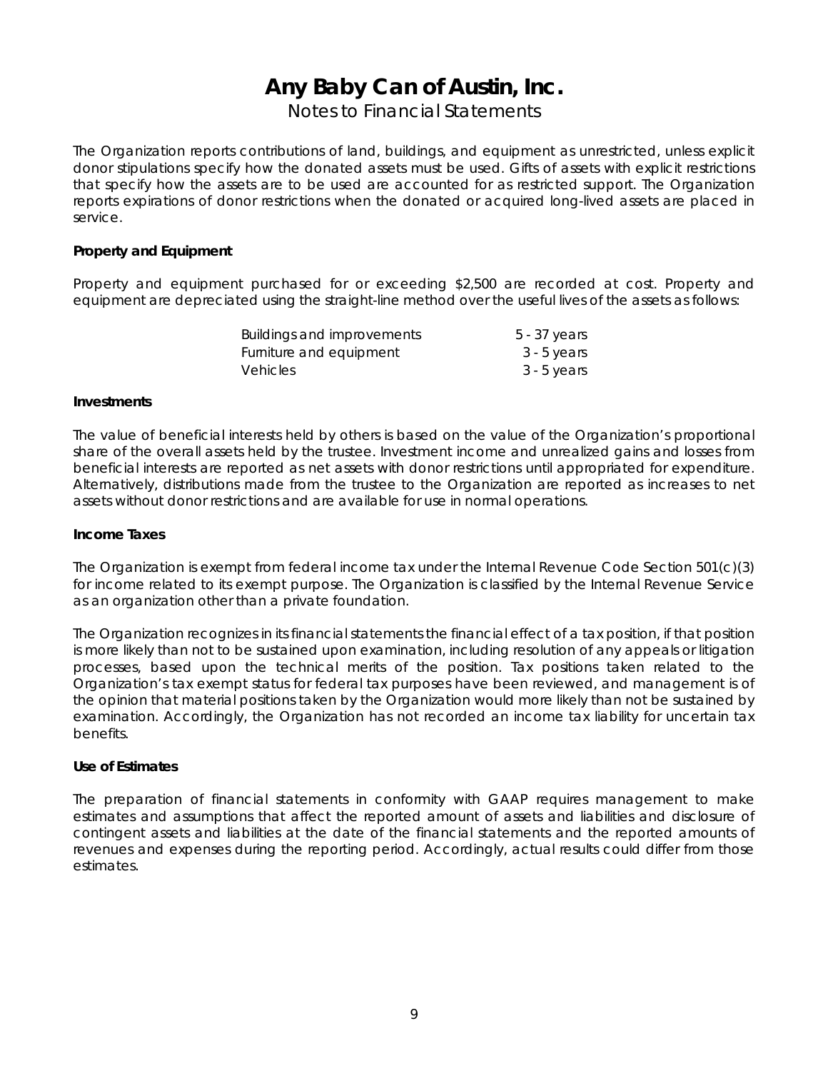# Any Baby Can of Austin, Inc.

## Notes to Financial Statements

The Organization reports contributions of land, buildings, and equipment as unrestricted, unless explicit donor stipulations specify how the donated assets must be used. Gifts of assets with explicit restrictions that specify how the assets are to be used are accounted for as restricted support. The Organization reports expirations of donor restrictions when the donated or acquired long-lived assets are placed in service.

**Property and Equipment**

Property and equipment purchased for or exceeding $2,500 are recorded at cost. Property and equipment are depreciated using the straight-line method over the useful lives of the assets as follows:

| | |
|---|---|
| Buildings and improvements | 5 - 37 years |
| Furniture and equipment | 3 - 5 years |
| Vehicles | 3 - 5 years |

**Investments**

The value of beneficial interests held by others is based on the value of the Organization's proportional share of the overall assets held by the trustee. Investment income and unrealized gains and losses from beneficial interests are reported as net assets with donor restrictions until appropriated for expenditure. Alternatively, distributions made from the trustee to the Organization are reported as increases to net assets without donor restrictions and are available for use in normal operations.

**Income Taxes**

The Organization is exempt from federal income tax under the Internal Revenue Code Section 501(c)(3) for income related to its exempt purpose. The Organization is classified by the Internal Revenue Service as an organization other than a private foundation.

The Organization recognizes in its financial statements the financial effect of a tax position, if that position is more likely than not to be sustained upon examination, including resolution of any appeals or litigation processes, based upon the technical merits of the position. Tax positions taken related to the Organization's tax exempt status for federal tax purposes have been reviewed, and management is of the opinion that material positions taken by the Organization would more likely than not be sustained by examination. Accordingly, the Organization has not recorded an income tax liability for uncertain tax benefits.

**Use of Estimates**

The preparation of financial statements in conformity with GAAP requires management to make estimates and assumptions that affect the reported amount of assets and liabilities and disclosure of contingent assets and liabilities at the date of the financial statements and the reported amounts of revenues and expenses during the reporting period. Accordingly, actual results could differ from those estimates.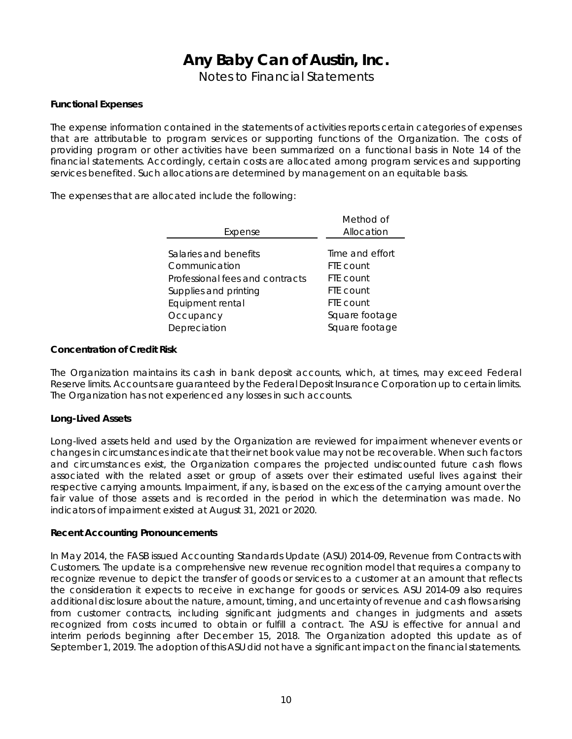# Any Baby Can of Austin, Inc.

## Notes to Financial Statements

### Functional Expenses

The expense information contained in the statements of activities reports certain categories of expenses that are attributable to program services or supporting functions of the Organization. The costs of providing program or other activities have been summarized on a functional basis in Note 14 of the financial statements. Accordingly, certain costs are allocated among program services and supporting services benefited. Such allocations are determined by management on an equitable basis.

The expenses that are allocated include the following:

| Expense | Method of Allocation |
|---|---|
| Salaries and benefits | Time and effort |
| Communication | FTE count |
| Professional fees and contracts | FTE count |
| Supplies and printing | FTE count |
| Equipment rental | FTE count |
| Occupancy | Square footage |
| Depreciation | Square footage |

### Concentration of Credit Risk

The Organization maintains its cash in bank deposit accounts, which, at times, may exceed Federal Reserve limits. Accounts are guaranteed by the Federal Deposit Insurance Corporation up to certain limits. The Organization has not experienced any losses in such accounts.

### Long-Lived Assets

Long-lived assets held and used by the Organization are reviewed for impairment whenever events or changes in circumstances indicate that their net book value may not be recoverable. When such factors and circumstances exist, the Organization compares the projected undiscounted future cash flows associated with the related asset or group of assets over their estimated useful lives against their respective carrying amounts. Impairment, if any, is based on the excess of the carrying amount over the fair value of those assets and is recorded in the period in which the determination was made. No indicators of impairment existed at August 31, 2021 or 2020.

### Recent Accounting Pronouncements

In May 2014, the FASB issued Accounting Standards Update (ASU) 2014-09, Revenue from Contracts with Customers. The update is a comprehensive new revenue recognition model that requires a company to recognize revenue to depict the transfer of goods or services to a customer at an amount that reflects the consideration it expects to receive in exchange for goods or services. ASU 2014-09 also requires additional disclosure about the nature, amount, timing, and uncertainty of revenue and cash flows arising from customer contracts, including significant judgments and changes in judgments and assets recognized from costs incurred to obtain or fulfill a contract. The ASU is effective for annual and interim periods beginning after December 15, 2018. The Organization adopted this update as of September 1, 2019. The adoption of this ASU did not have a significant impact on the financial statements.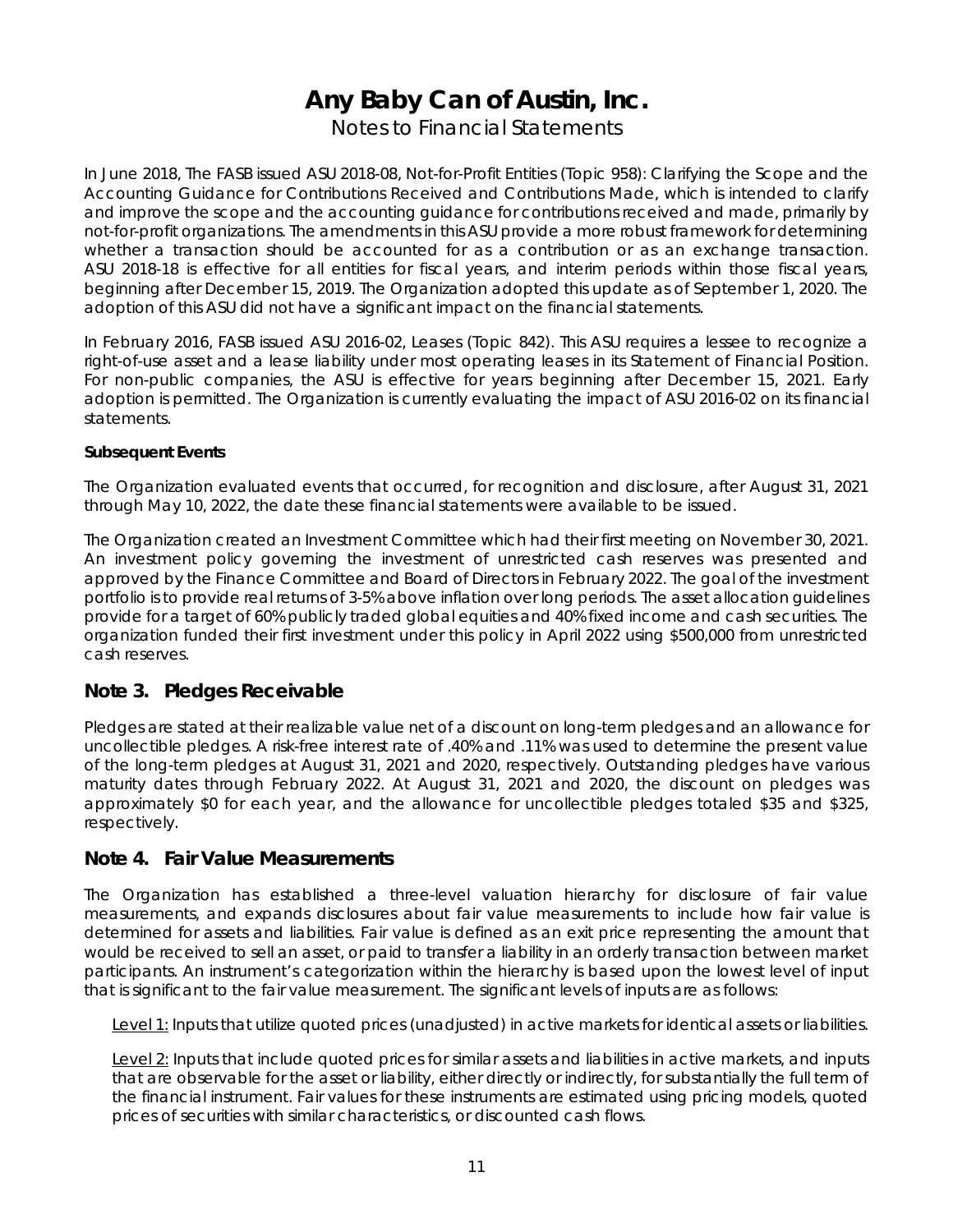In June 2018, The FASB issued ASU 2018-08, Not-for-Profit Entities (Topic 958): Clarifying the Scope and the Accounting Guidance for Contributions Received and Contributions Made, which is intended to clarify and improve the scope and the accounting guidance for contributions received and made, primarily by not-for-profit organizations. The amendments in this ASU provide a more robust framework for determining whether a transaction should be accounted for as a contribution or as an exchange transaction. ASU 2018-18 is effective for all entities for fiscal years, and interim periods within those fiscal years, beginning after December 15, 2019. The Organization adopted this update as of September 1, 2020. The adoption of this ASU did not have a significant impact on the financial statements.

In February 2016, FASB issued ASU 2016-02, Leases (Topic 842). This ASU requires a lessee to recognize a right-of-use asset and a lease liability under most operating leases in its Statement of Financial Position. For non-public companies, the ASU is effective for years beginning after December 15, 2021. Early adoption is permitted. The Organization is currently evaluating the impact of ASU 2016-02 on its financial statements.

**Subsequent Events**

The Organization evaluated events that occurred, for recognition and disclosure, after August 31, 2021 through May 10, 2022, the date these financial statements were available to be issued.

The Organization created an Investment Committee which had their first meeting on November 30, 2021. An investment policy governing the investment of unrestricted cash reserves was presented and approved by the Finance Committee and Board of Directors in February 2022. The goal of the investment portfolio is to provide real returns of 3-5% above inflation over long periods. The asset allocation guidelines provide for a target of 60% publicly traded global equities and 40% fixed income and cash securities. The organization funded their first investment under this policy in April 2022 using $500,000 from unrestricted cash reserves.

## Note 3. Pledges Receivable

Pledges are stated at their realizable value net of a discount on long-term pledges and an allowance for uncollectible pledges. A risk-free interest rate of .40% and .11% was used to determine the present value of the long-term pledges at August 31, 2021 and 2020, respectively. Outstanding pledges have various maturity dates through February 2022. At August 31, 2021 and 2020, the discount on pledges was approximately $0 for each year, and the allowance for uncollectible pledges totaled $35 and $325, respectively.

## Note 4. Fair Value Measurements

The Organization has established a three-level valuation hierarchy for disclosure of fair value measurements, and expands disclosures about fair value measurements to include how fair value is determined for assets and liabilities. Fair value is defined as an exit price representing the amount that would be received to sell an asset, or paid to transfer a liability in an orderly transaction between market participants. An instrument's categorization within the hierarchy is based upon the lowest level of input that is significant to the fair value measurement. The significant levels of inputs are as follows:

Level 1: Inputs that utilize quoted prices (unadjusted) in active markets for identical assets or liabilities.

Level 2: Inputs that include quoted prices for similar assets and liabilities in active markets, and inputs that are observable for the asset or liability, either directly or indirectly, for substantially the full term of the financial instrument. Fair values for these instruments are estimated using pricing models, quoted prices of securities with similar characteristics, or discounted cash flows.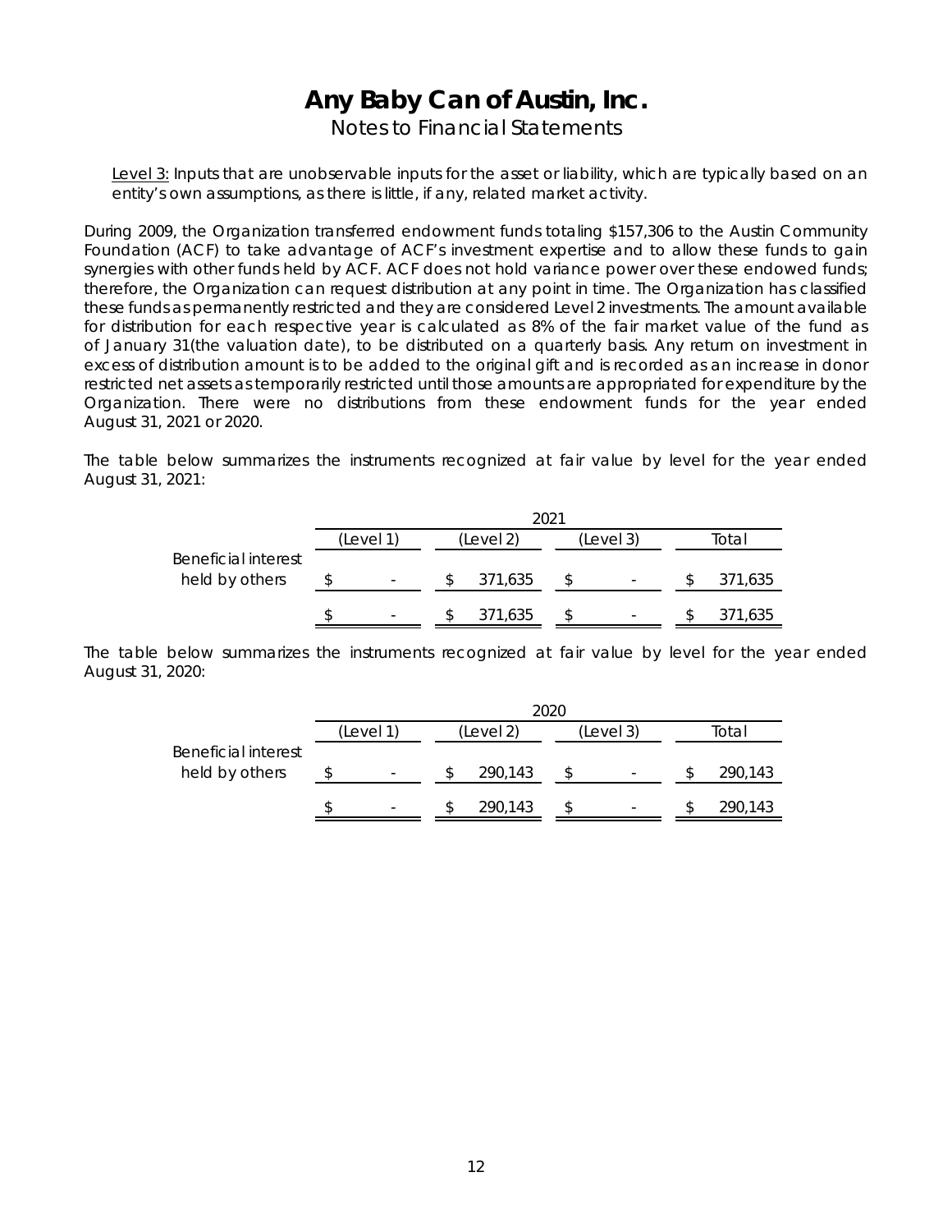# Any Baby Can of Austin, Inc.

Notes to Financial Statements

<u>Level 3:</u> Inputs that are unobservable inputs for the asset or liability, which are typically based on an entity's own assumptions, as there is little, if any, related market activity.

During 2009, the Organization transferred endowment funds totaling $157,306 to the Austin Community Foundation (ACF) to take advantage of ACF's investment expertise and to allow these funds to gain synergies with other funds held by ACF. ACF does not hold variance power over these endowed funds; therefore, the Organization can request distribution at any point in time. The Organization has classified these funds as permanently restricted and they are considered Level 2 investments. The amount available for distribution for each respective year is calculated as 8% of the fair market value of the fund as of January 31(the valuation date), to be distributed on a quarterly basis. Any return on investment in excess of distribution amount is to be added to the original gift and is recorded as an increase in donor restricted net assets as temporarily restricted until those amounts are appropriated for expenditure by the Organization. There were no distributions from these endowment funds for the year ended August 31, 2021 or 2020.

The table below summarizes the instruments recognized at fair value by level for the year ended August 31, 2021:

| | 2021 | | | |
|---|---|---|---|---|
| | (Level 1) | (Level 2) | (Level 3) | Total |
| Beneficial interest held by others | $ - | $ 371,635 | $ - | $ 371,635 |
| | $ - | $ 371,635 | $ - | $ 371,635 |

The table below summarizes the instruments recognized at fair value by level for the year ended August 31, 2020:

| | 2020 | | | |
|---|---|---|---|---|
| | (Level 1) | (Level 2) | (Level 3) | Total |
| Beneficial interest held by others | $ - | $ 290,143 | $ - | $ 290,143 |
| | $ - | $ 290,143 | $ - | $ 290,143 |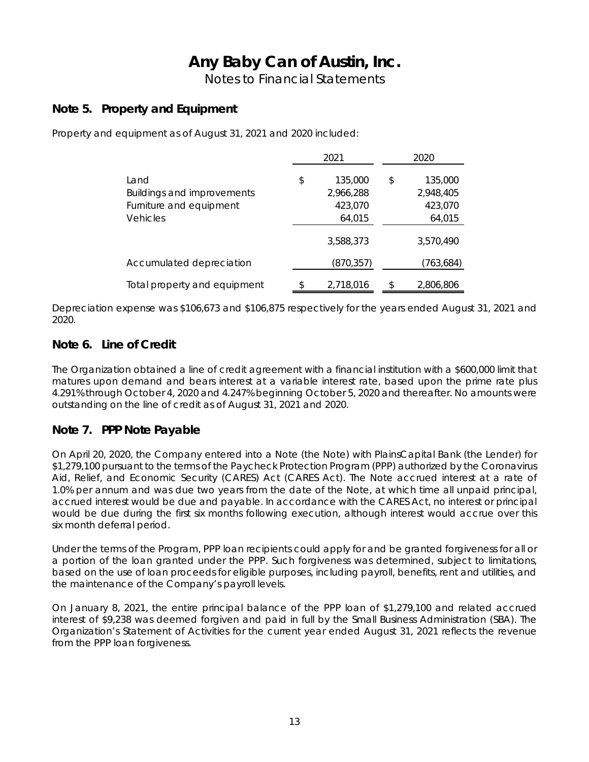# Any Baby Can of Austin, Inc.

Notes to Financial Statements

## Note 5. Property and Equipment

Property and equipment as of August 31, 2021 and 2020 included:

| | 2021 | 2020 |
|---|---|---|
| Land | $ 135,000 | $ 135,000 |
| Buildings and improvements | 2,966,288 | 2,948,405 |
| Furniture and equipment | 423,070 | 423,070 |
| Vehicles | 64,015 | 64,015 |
| | 3,588,373 | 3,570,490 |
| Accumulated depreciation | (870,357) | (763,684) |
| Total property and equipment | $ 2,718,016 | $ 2,806,806 |

Depreciation expense was $106,673 and $106,875 respectively for the years ended August 31, 2021 and 2020.

## Note 6. Line of Credit

The Organization obtained a line of credit agreement with a financial institution with a $600,000 limit that matures upon demand and bears interest at a variable interest rate, based upon the prime rate plus 4.291% through October 4, 2020 and 4.247% beginning October 5, 2020 and thereafter. No amounts were outstanding on the line of credit as of August 31, 2021 and 2020.

## Note 7. PPP Note Payable

On April 20, 2020, the Company entered into a Note (the Note) with PlainsCapital Bank (the Lender) for $1,279,100 pursuant to the terms of the Paycheck Protection Program (PPP) authorized by the Coronavirus Aid, Relief, and Economic Security (CARES) Act (CARES Act). The Note accrued interest at a rate of 1.0% per annum and was due two years from the date of the Note, at which time all unpaid principal, accrued interest would be due and payable. In accordance with the CARES Act, no interest or principal would be due during the first six months following execution, although interest would accrue over this six month deferral period.

Under the terms of the Program, PPP loan recipients could apply for and be granted forgiveness for all or a portion of the loan granted under the PPP. Such forgiveness was determined, subject to limitations, based on the use of loan proceeds for eligible purposes, including payroll, benefits, rent and utilities, and the maintenance of the Company's payroll levels.

On January 8, 2021, the entire principal balance of the PPP loan of $1,279,100 and related accrued interest of $9,238 was deemed forgiven and paid in full by the Small Business Administration (SBA). The Organization's Statement of Activities for the current year ended August 31, 2021 reflects the revenue from the PPP loan forgiveness.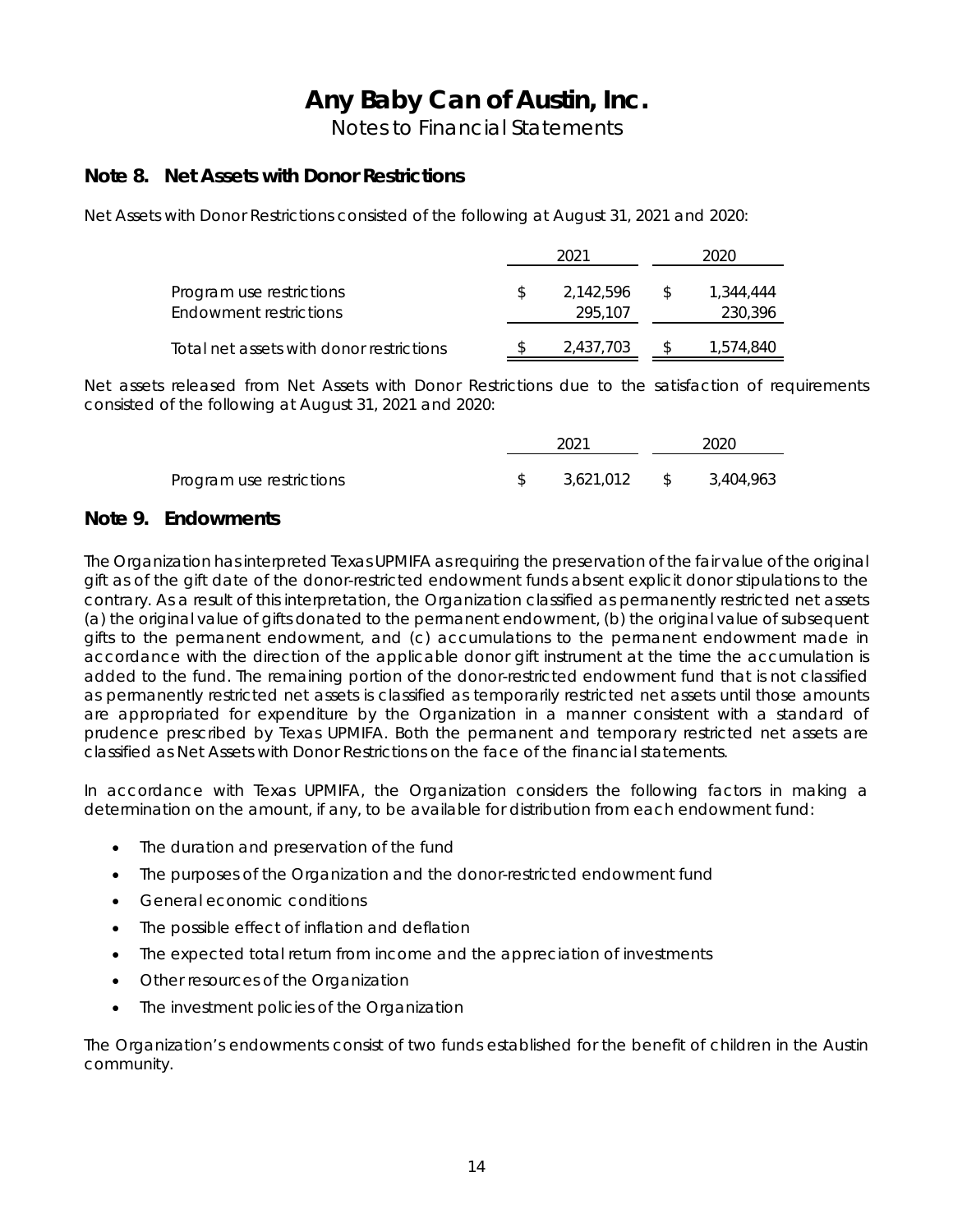# Any Baby Can of Austin, Inc.

Notes to Financial Statements

## Note 8. Net Assets with Donor Restrictions

Net Assets with Donor Restrictions consisted of the following at August 31, 2021 and 2020:

| | 2021 | 2020 |
|---|---|---|
| Program use restrictions | $ 2,142,596 | $ 1,344,444 |
| Endowment restrictions | 295,107 | 230,396 |
| Total net assets with donor restrictions | $ 2,437,703 | $ 1,574,840 |

Net assets released from Net Assets with Donor Restrictions due to the satisfaction of requirements consisted of the following at August 31, 2021 and 2020:

| | 2021 | 2020 |
|---|---|---|
| Program use restrictions | $ 3,621,012 | $ 3,404,963 |

## Note 9. Endowments

The Organization has interpreted Texas UPMIFA as requiring the preservation of the fair value of the original gift as of the gift date of the donor-restricted endowment funds absent explicit donor stipulations to the contrary. As a result of this interpretation, the Organization classified as permanently restricted net assets (a) the original value of gifts donated to the permanent endowment, (b) the original value of subsequent gifts to the permanent endowment, and (c) accumulations to the permanent endowment made in accordance with the direction of the applicable donor gift instrument at the time the accumulation is added to the fund. The remaining portion of the donor-restricted endowment fund that is not classified as permanently restricted net assets is classified as temporarily restricted net assets until those amounts are appropriated for expenditure by the Organization in a manner consistent with a standard of prudence prescribed by Texas UPMIFA. Both the permanent and temporary restricted net assets are classified as Net Assets with Donor Restrictions on the face of the financial statements.

In accordance with Texas UPMIFA, the Organization considers the following factors in making a determination on the amount, if any, to be available for distribution from each endowment fund:

- The duration and preservation of the fund
- The purposes of the Organization and the donor-restricted endowment fund
- General economic conditions
- The possible effect of inflation and deflation
- The expected total return from income and the appreciation of investments
- Other resources of the Organization
- The investment policies of the Organization

The Organization's endowments consist of two funds established for the benefit of children in the Austin community.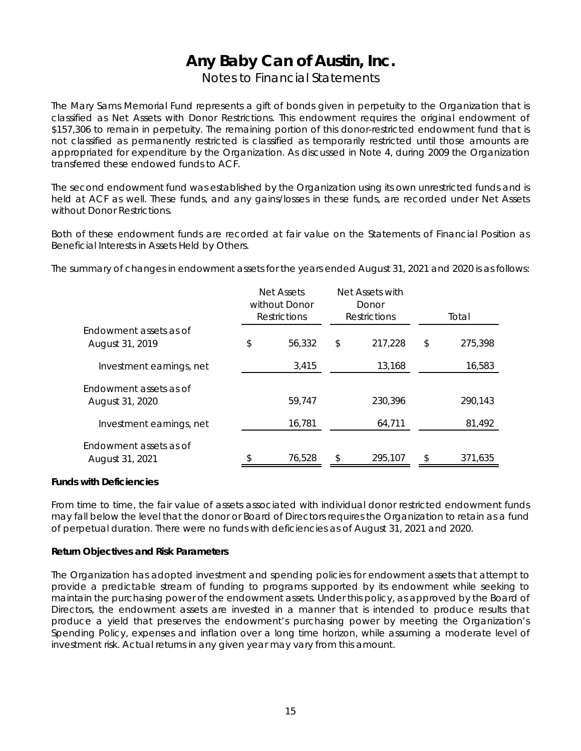# Any Baby Can of Austin, Inc.

## Notes to Financial Statements

The Mary Sams Memorial Fund represents a gift of bonds given in perpetuity to the Organization that is classified as Net Assets with Donor Restrictions. This endowment requires the original endowment of $157,306 to remain in perpetuity. The remaining portion of this donor-restricted endowment fund that is not classified as permanently restricted is classified as temporarily restricted until those amounts are appropriated for expenditure by the Organization. As discussed in Note 4, during 2009 the Organization transferred these endowed funds to ACF.

The second endowment fund was established by the Organization using its own unrestricted funds and is held at ACF as well. These funds, and any gains/losses in these funds, are recorded under Net Assets without Donor Restrictions.

Both of these endowment funds are recorded at fair value on the Statements of Financial Position as Beneficial Interests in Assets Held by Others.

The summary of changes in endowment assets for the years ended August 31, 2021 and 2020 is as follows:

| | Net Assets without Donor Restrictions | Net Assets with Donor Restrictions | Total |
|---|---|---|---|
| Endowment assets as of August 31, 2019 | $ 56,332 | $ 217,228 | $ 275,398 |
| Investment earnings, net | 3,415 | 13,168 | 16,583 |
| Endowment assets as of August 31, 2020 | 59,747 | 230,396 | 290,143 |
| Investment earnings, net | 16,781 | 64,711 | 81,492 |
| Endowment assets as of August 31, 2021 | $ 76,528 | $ 295,107 | $ 371,635 |

**Funds with Deficiencies**

From time to time, the fair value of assets associated with individual donor restricted endowment funds may fall below the level that the donor or Board of Directors requires the Organization to retain as a fund of perpetual duration. There were no funds with deficiencies as of August 31, 2021 and 2020.

**Return Objectives and Risk Parameters**

The Organization has adopted investment and spending policies for endowment assets that attempt to provide a predictable stream of funding to programs supported by its endowment while seeking to maintain the purchasing power of the endowment assets. Under this policy, as approved by the Board of Directors, the endowment assets are invested in a manner that is intended to produce results that produce a yield that preserves the endowment's purchasing power by meeting the Organization's Spending Policy, expenses and inflation over a long time horizon, while assuming a moderate level of investment risk. Actual returns in any given year may vary from this amount.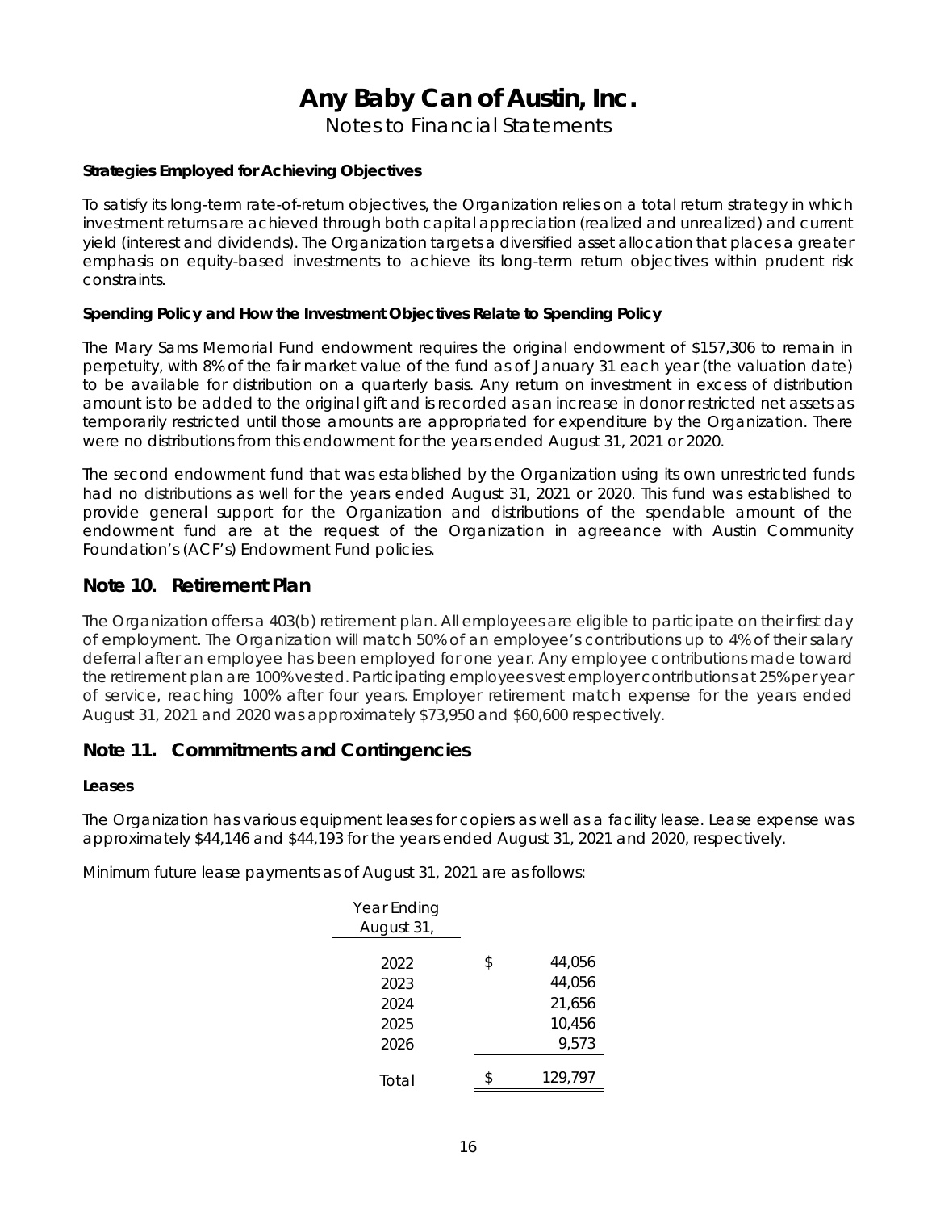# Any Baby Can of Austin, Inc.

Notes to Financial Statements

**Strategies Employed for Achieving Objectives**

To satisfy its long-term rate-of-return objectives, the Organization relies on a total return strategy in which investment returns are achieved through both capital appreciation (realized and unrealized) and current yield (interest and dividends). The Organization targets a diversified asset allocation that places a greater emphasis on equity-based investments to achieve its long-term return objectives within prudent risk constraints.

**Spending Policy and How the Investment Objectives Relate to Spending Policy**

The Mary Sams Memorial Fund endowment requires the original endowment of $157,306 to remain in perpetuity, with 8% of the fair market value of the fund as of January 31 each year (the valuation date) to be available for distribution on a quarterly basis. Any return on investment in excess of distribution amount is to be added to the original gift and is recorded as an increase in donor restricted net assets as temporarily restricted until those amounts are appropriated for expenditure by the Organization. There were no distributions from this endowment for the years ended August 31, 2021 or 2020.

The second endowment fund that was established by the Organization using its own unrestricted funds had no distributions as well for the years ended August 31, 2021 or 2020. This fund was established to provide general support for the Organization and distributions of the spendable amount of the endowment fund are at the request of the Organization in agreeance with Austin Community Foundation's (ACF's) Endowment Fund policies.

## Note 10. Retirement Plan

The Organization offers a 403(b) retirement plan. All employees are eligible to participate on their first day of employment. The Organization will match 50% of an employee's contributions up to 4% of their salary deferral after an employee has been employed for one year. Any employee contributions made toward the retirement plan are 100% vested. Participating employees vest employer contributions at 25% per year of service, reaching 100% after four years. Employer retirement match expense for the years ended August 31, 2021 and 2020 was approximately $73,950 and $60,600 respectively.

## Note 11. Commitments and Contingencies

**Leases**

The Organization has various equipment leases for copiers as well as a facility lease. Lease expense was approximately $44,146 and $44,193 for the years ended August 31, 2021 and 2020, respectively.

Minimum future lease payments as of August 31, 2021 are as follows:

| Year Ending August 31, | |
|---|---|
| 2022 | $ 44,056 |
| 2023 | 44,056 |
| 2024 | 21,656 |
| 2025 | 10,456 |
| 2026 | 9,573 |
| Total | $ 129,797 |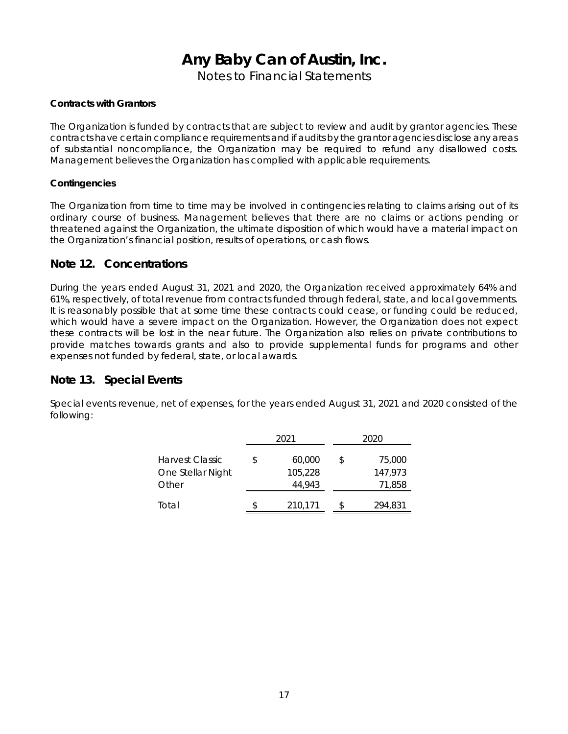# Any Baby Can of Austin, Inc.

Notes to Financial Statements

**Contracts with Grantors**

The Organization is funded by contracts that are subject to review and audit by grantor agencies. These contracts have certain compliance requirements and if audits by the grantor agencies disclose any areas of substantial noncompliance, the Organization may be required to refund any disallowed costs. Management believes the Organization has complied with applicable requirements.

**Contingencies**

The Organization from time to time may be involved in contingencies relating to claims arising out of its ordinary course of business. Management believes that there are no claims or actions pending or threatened against the Organization, the ultimate disposition of which would have a material impact on the Organization's financial position, results of operations, or cash flows.

## Note 12. Concentrations

During the years ended August 31, 2021 and 2020, the Organization received approximately 64% and 61%, respectively, of total revenue from contracts funded through federal, state, and local governments. It is reasonably possible that at some time these contracts could cease, or funding could be reduced, which would have a severe impact on the Organization. However, the Organization does not expect these contracts will be lost in the near future. The Organization also relies on private contributions to provide matches towards grants and also to provide supplemental funds for programs and other expenses not funded by federal, state, or local awards.

## Note 13. Special Events

Special events revenue, net of expenses, for the years ended August 31, 2021 and 2020 consisted of the following:

| | 2021 | 2020 |
|---|---|---|
| Harvest Classic | $ 60,000 | $ 75,000 |
| One Stellar Night | 105,228 | 147,973 |
| Other | 44,943 | 71,858 |
| Total | $ 210,171 | $ 294,831 |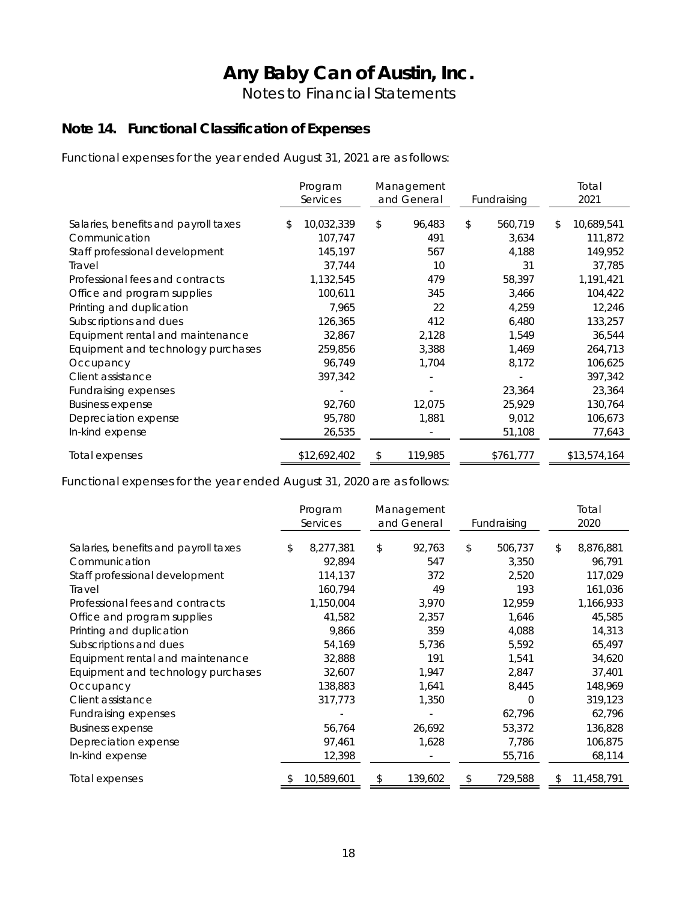# Any Baby Can of Austin, Inc.

Notes to Financial Statements

## Note 14. Functional Classification of Expenses

Functional expenses for the year ended August 31, 2021 are as follows:

| | Program Services | Management and General | Fundraising | Total 2021 |
|---|---|---|---|---|
| Salaries, benefits and payroll taxes | $ 10,032,339 | $ 96,483 | $ 560,719 | $ 10,689,541 |
| Communication | 107,747 | 491 | 3,634 | 111,872 |
| Staff professional development | 145,197 | 567 | 4,188 | 149,952 |
| Travel | 37,744 | 10 | 31 | 37,785 |
| Professional fees and contracts | 1,132,545 | 479 | 58,397 | 1,191,421 |
| Office and program supplies | 100,611 | 345 | 3,466 | 104,422 |
| Printing and duplication | 7,965 | 22 | 4,259 | 12,246 |
| Subscriptions and dues | 126,365 | 412 | 6,480 | 133,257 |
| Equipment rental and maintenance | 32,867 | 2,128 | 1,549 | 36,544 |
| Equipment and technology purchases | 259,856 | 3,388 | 1,469 | 264,713 |
| Occupancy | 96,749 | 1,704 | 8,172 | 106,625 |
| Client assistance | 397,342 | - | - | 397,342 |
| Fundraising expenses | - | - | 23,364 | 23,364 |
| Business expense | 92,760 | 12,075 | 25,929 | 130,764 |
| Depreciation expense | 95,780 | 1,881 | 9,012 | 106,673 |
| In-kind expense | 26,535 | - | 51,108 | 77,643 |
| Total expenses | $12,692,402 | $ 119,985 | $761,777 | $13,574,164 |

Functional expenses for the year ended August 31, 2020 are as follows:

| | Program Services | Management and General | Fundraising | Total 2020 |
|---|---|---|---|---|
| Salaries, benefits and payroll taxes | $ 8,277,381 | $ 92,763 | $ 506,737 | $ 8,876,881 |
| Communication | 92,894 | 547 | 3,350 | 96,791 |
| Staff professional development | 114,137 | 372 | 2,520 | 117,029 |
| Travel | 160,794 | 49 | 193 | 161,036 |
| Professional fees and contracts | 1,150,004 | 3,970 | 12,959 | 1,166,933 |
| Office and program supplies | 41,582 | 2,357 | 1,646 | 45,585 |
| Printing and duplication | 9,866 | 359 | 4,088 | 14,313 |
| Subscriptions and dues | 54,169 | 5,736 | 5,592 | 65,497 |
| Equipment rental and maintenance | 32,888 | 191 | 1,541 | 34,620 |
| Equipment and technology purchases | 32,607 | 1,947 | 2,847 | 37,401 |
| Occupancy | 138,883 | 1,641 | 8,445 | 148,969 |
| Client assistance | 317,773 | 1,350 | 0 | 319,123 |
| Fundraising expenses | - | - | 62,796 | 62,796 |
| Business expense | 56,764 | 26,692 | 53,372 | 136,828 |
| Depreciation expense | 97,461 | 1,628 | 7,786 | 106,875 |
| In-kind expense | 12,398 | - | 55,716 | 68,114 |
| Total expenses | $ 10,589,601 | $ 139,602 | $ 729,588 | $ 11,458,791 |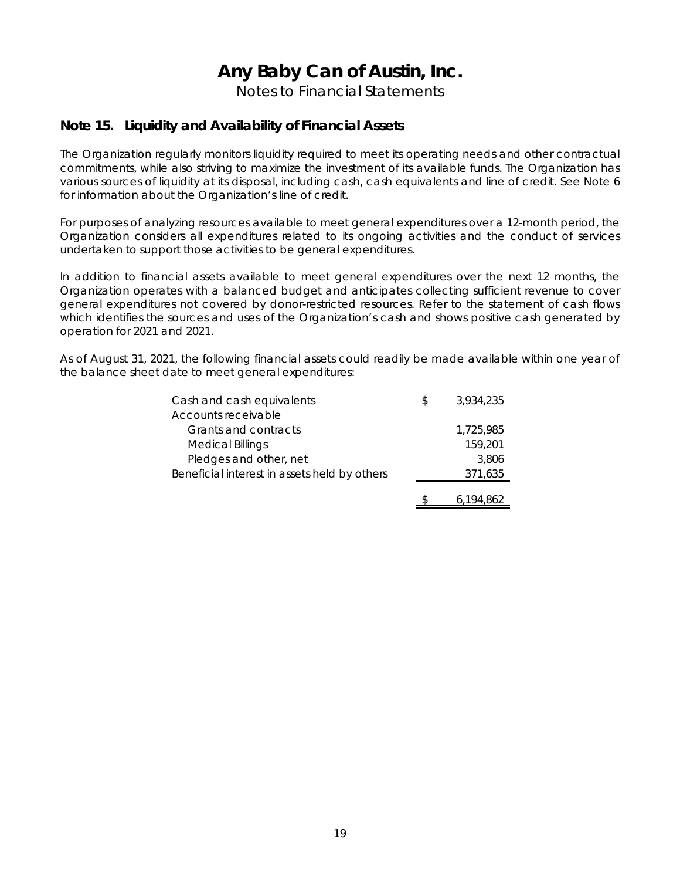# Any Baby Can of Austin, Inc.

Notes to Financial Statements

## Note 15. Liquidity and Availability of Financial Assets

The Organization regularly monitors liquidity required to meet its operating needs and other contractual commitments, while also striving to maximize the investment of its available funds. The Organization has various sources of liquidity at its disposal, including cash, cash equivalents and line of credit. See Note 6 for information about the Organization's line of credit.

For purposes of analyzing resources available to meet general expenditures over a 12-month period, the Organization considers all expenditures related to its ongoing activities and the conduct of services undertaken to support those activities to be general expenditures.

In addition to financial assets available to meet general expenditures over the next 12 months, the Organization operates with a balanced budget and anticipates collecting sufficient revenue to cover general expenditures not covered by donor-restricted resources. Refer to the statement of cash flows which identifies the sources and uses of the Organization's cash and shows positive cash generated by operation for 2021 and 2021.

As of August 31, 2021, the following financial assets could readily be made available within one year of the balance sheet date to meet general expenditures:

| | | |
|---|---|---|
| Cash and cash equivalents | $ | 3,934,235 |
| Accounts receivable | | |
| Grants and contracts | | 1,725,985 |
| Medical Billings | | 159,201 |
| Pledges and other, net | | 3,806 |
| Beneficial interest in assets held by others | | 371,635 |
| | $ | 6,194,862 |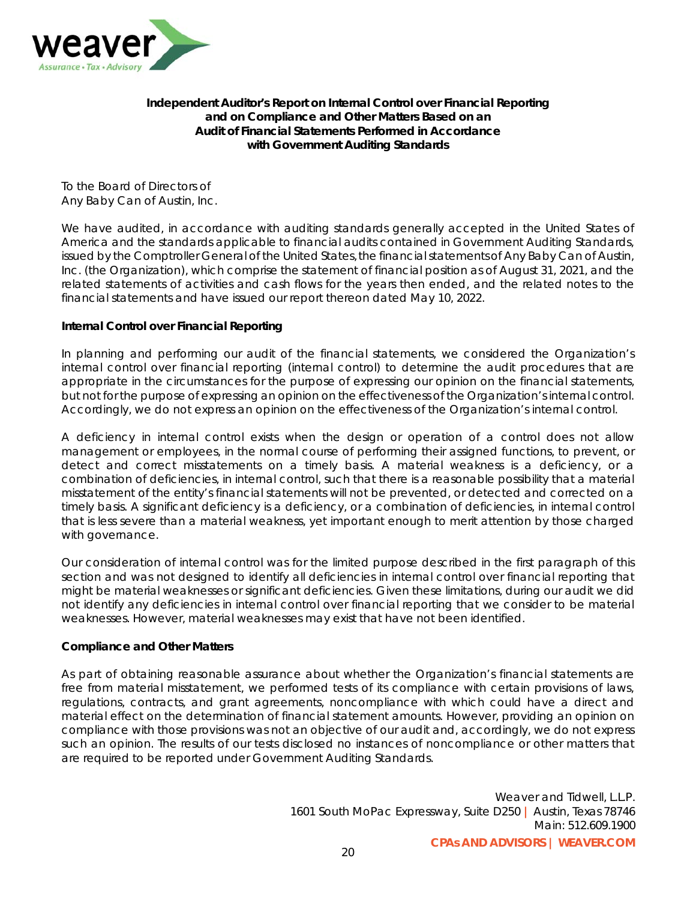**Independent Auditor's Report on Internal Control over Financial Reporting and on Compliance and Other Matters Based on an Audit of Financial Statements Performed in Accordance with Government Auditing Standards**

To the Board of Directors of
Any Baby Can of Austin, Inc.

We have audited, in accordance with auditing standards generally accepted in the United States of America and the standards applicable to financial audits contained in Government Auditing Standards, issued by the Comptroller General of the United States, the financial statements of Any Baby Can of Austin, Inc. (the Organization), which comprise the statement of financial position as of August 31, 2021, and the related statements of activities and cash flows for the years then ended, and the related notes to the financial statements and have issued our report thereon dated May 10, 2022.

**Internal Control over Financial Reporting**

In planning and performing our audit of the financial statements, we considered the Organization's internal control over financial reporting (internal control) to determine the audit procedures that are appropriate in the circumstances for the purpose of expressing our opinion on the financial statements, but not for the purpose of expressing an opinion on the effectiveness of the Organization's internal control. Accordingly, we do not express an opinion on the effectiveness of the Organization's internal control.

A deficiency in internal control exists when the design or operation of a control does not allow management or employees, in the normal course of performing their assigned functions, to prevent, or detect and correct misstatements on a timely basis. A material weakness is a deficiency, or a combination of deficiencies, in internal control, such that there is a reasonable possibility that a material misstatement of the entity's financial statements will not be prevented, or detected and corrected on a timely basis. A significant deficiency is a deficiency, or a combination of deficiencies, in internal control that is less severe than a material weakness, yet important enough to merit attention by those charged with governance.

Our consideration of internal control was for the limited purpose described in the first paragraph of this section and was not designed to identify all deficiencies in internal control over financial reporting that might be material weaknesses or significant deficiencies. Given these limitations, during our audit we did not identify any deficiencies in internal control over financial reporting that we consider to be material weaknesses. However, material weaknesses may exist that have not been identified.

**Compliance and Other Matters**

As part of obtaining reasonable assurance about whether the Organization's financial statements are free from material misstatement, we performed tests of its compliance with certain provisions of laws, regulations, contracts, and grant agreements, noncompliance with which could have a direct and material effect on the determination of financial statement amounts. However, providing an opinion on compliance with those provisions was not an objective of our audit and, accordingly, we do not express such an opinion. The results of our tests disclosed no instances of noncompliance or other matters that are required to be reported under Government Auditing Standards.

Weaver and Tidwell, L.L.P.
1601 South MoPac Expressway, Suite D250 | Austin, Texas 78746
Main: 512.609.1900

CPAs AND ADVISORS | WEAVER.COM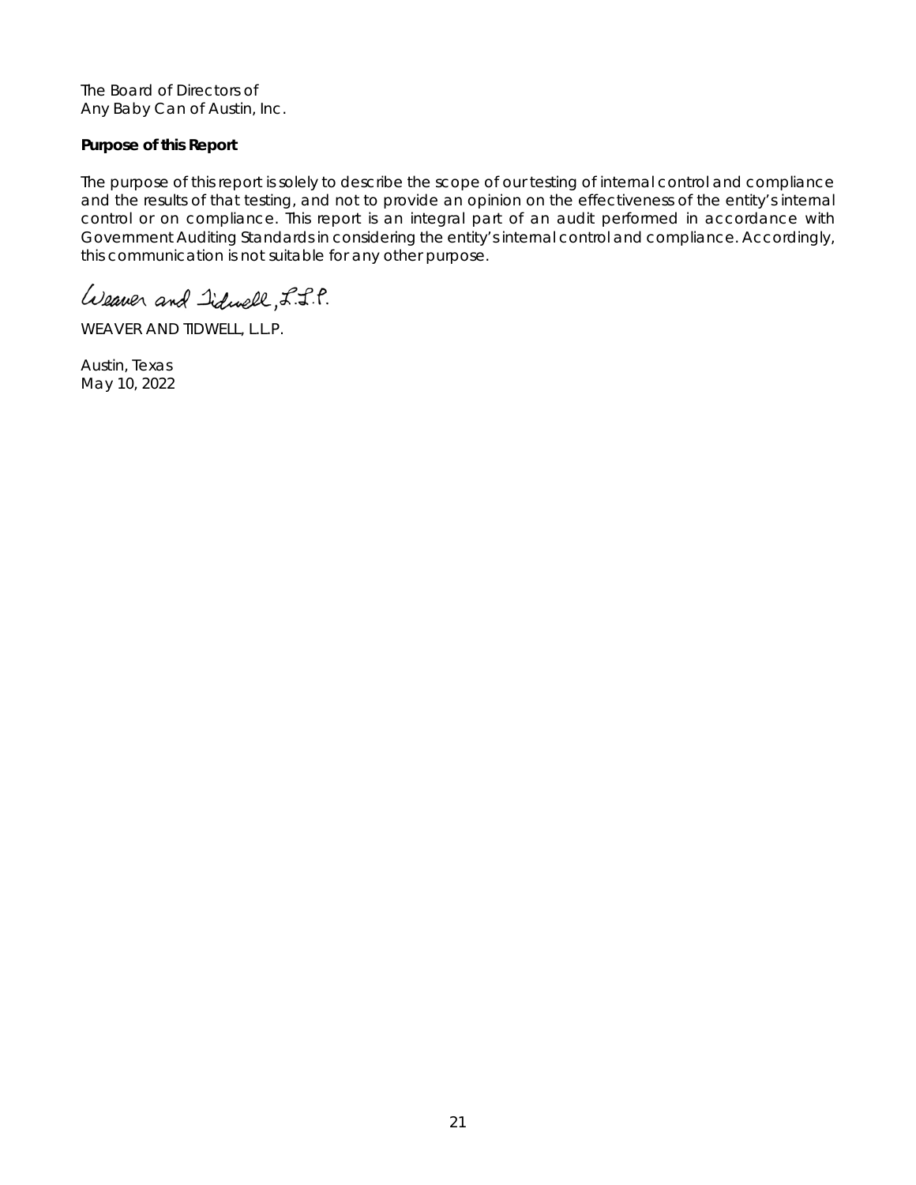The Board of Directors of
Any Baby Can of Austin, Inc.

**Purpose of this Report**

The purpose of this report is solely to describe the scope of our testing of internal control and compliance and the results of that testing, and not to provide an opinion on the effectiveness of the entity's internal control or on compliance. This report is an integral part of an audit performed in accordance with Government Auditing Standards in considering the entity's internal control and compliance. Accordingly, this communication is not suitable for any other purpose.

Weaver and Tidwell, L.L.P.

WEAVER AND TIDWELL, L.L.P.

Austin, Texas
May 10, 2022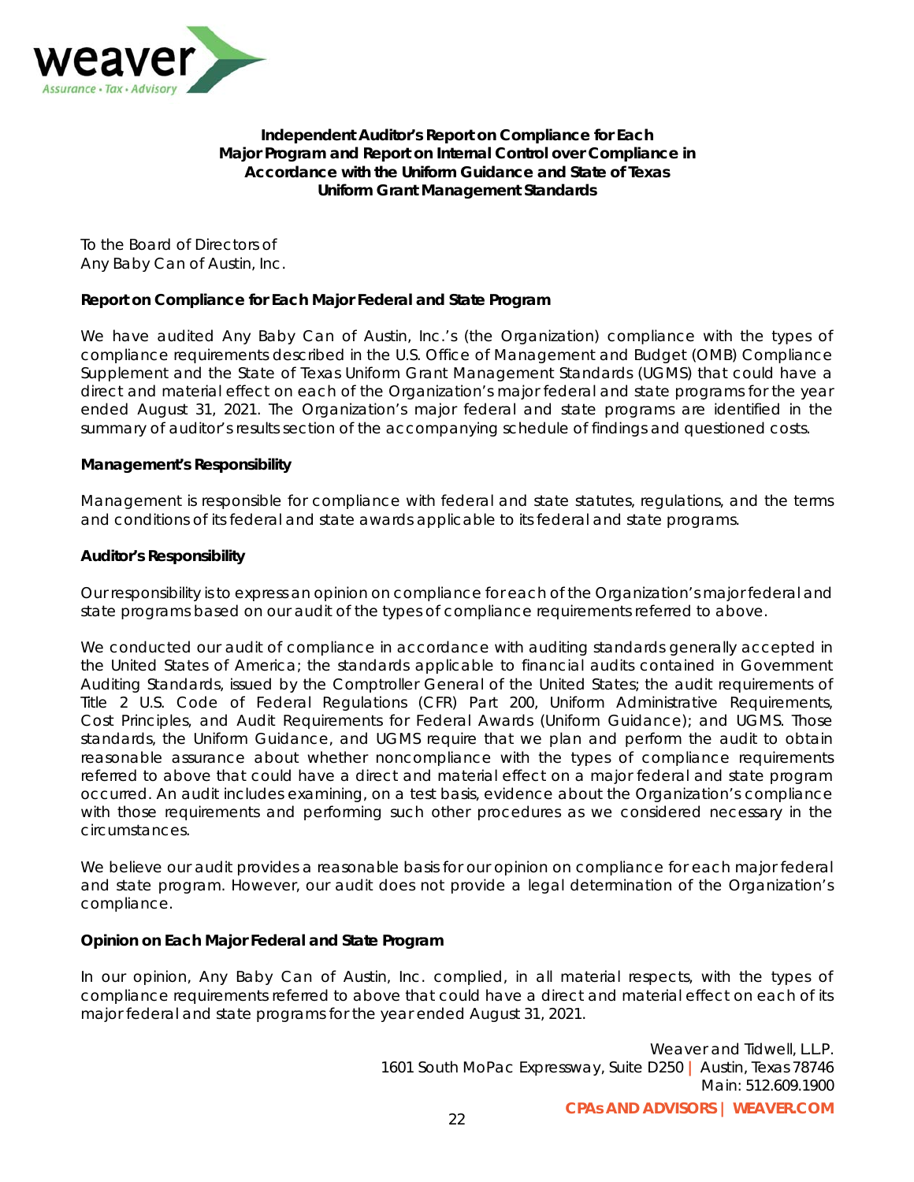# Independent Auditor's Report on Compliance for Each Major Program and Report on Internal Control over Compliance in Accordance with the Uniform Guidance and State of Texas Uniform Grant Management Standards

To the Board of Directors of
Any Baby Can of Austin, Inc.

**Report on Compliance for Each Major Federal and State Program**

We have audited Any Baby Can of Austin, Inc.'s (the Organization) compliance with the types of compliance requirements described in the U.S. Office of Management and Budget (OMB) Compliance Supplement and the State of Texas Uniform Grant Management Standards (UGMS) that could have a direct and material effect on each of the Organization's major federal and state programs for the year ended August 31, 2021. The Organization's major federal and state programs are identified in the summary of auditor's results section of the accompanying schedule of findings and questioned costs.

**Management's Responsibility**

Management is responsible for compliance with federal and state statutes, regulations, and the terms and conditions of its federal and state awards applicable to its federal and state programs.

**Auditor's Responsibility**

Our responsibility is to express an opinion on compliance for each of the Organization's major federal and state programs based on our audit of the types of compliance requirements referred to above.

We conducted our audit of compliance in accordance with auditing standards generally accepted in the United States of America; the standards applicable to financial audits contained in Government Auditing Standards, issued by the Comptroller General of the United States; the audit requirements of Title 2 U.S. Code of Federal Regulations (CFR) Part 200, Uniform Administrative Requirements, Cost Principles, and Audit Requirements for Federal Awards (Uniform Guidance); and UGMS. Those standards, the Uniform Guidance, and UGMS require that we plan and perform the audit to obtain reasonable assurance about whether noncompliance with the types of compliance requirements referred to above that could have a direct and material effect on a major federal and state program occurred. An audit includes examining, on a test basis, evidence about the Organization's compliance with those requirements and performing such other procedures as we considered necessary in the circumstances.

We believe our audit provides a reasonable basis for our opinion on compliance for each major federal and state program. However, our audit does not provide a legal determination of the Organization's compliance.

**Opinion on Each Major Federal and State Program**

In our opinion, Any Baby Can of Austin, Inc. complied, in all material respects, with the types of compliance requirements referred to above that could have a direct and material effect on each of its major federal and state programs for the year ended August 31, 2021.

Weaver and Tidwell, L.L.P.
1601 South MoPac Expressway, Suite D250 | Austin, Texas 78746
Main: 512.609.1900
**CPAs AND ADVISORS | WEAVER.COM**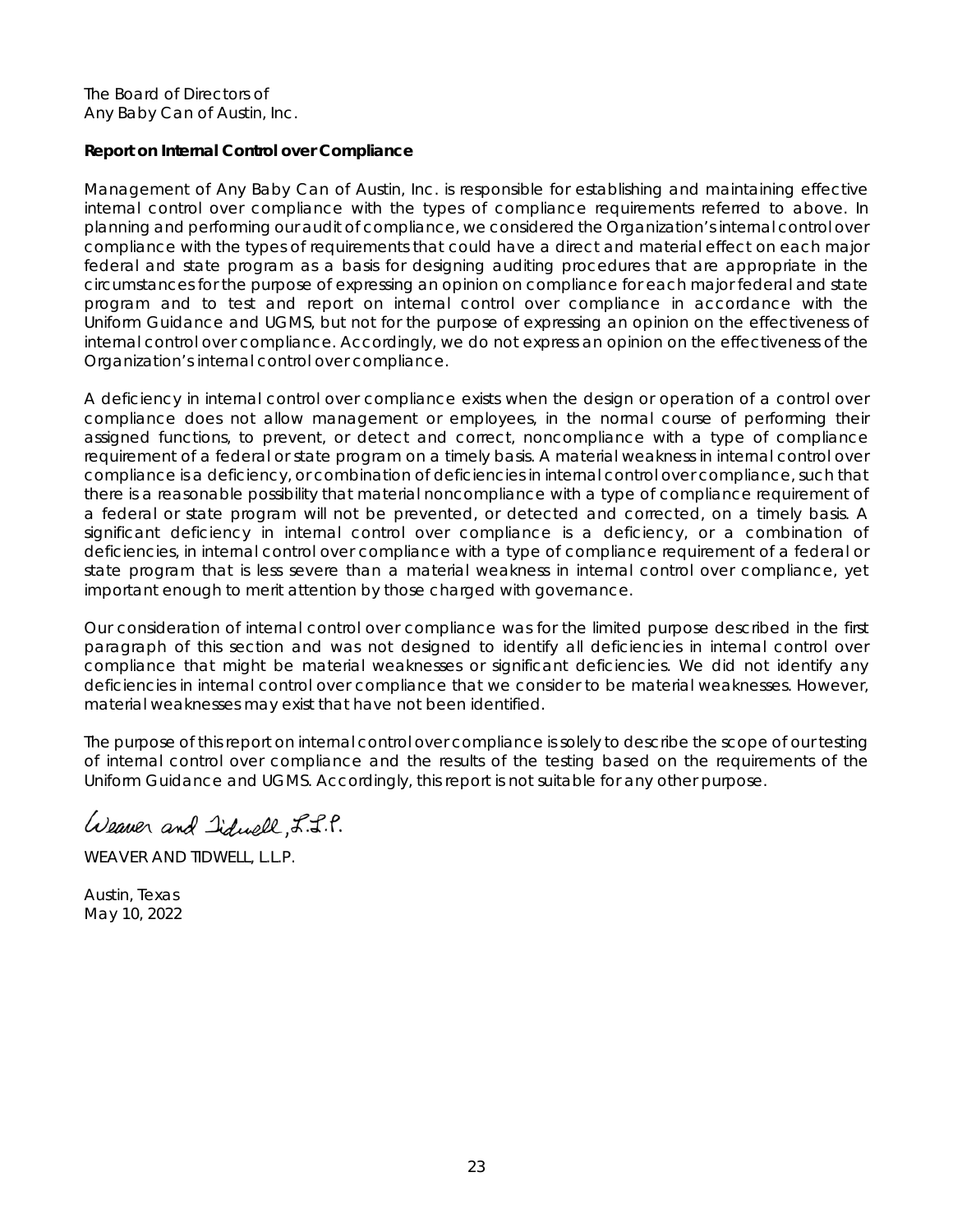The Board of Directors of
Any Baby Can of Austin, Inc.

**Report on Internal Control over Compliance**

Management of Any Baby Can of Austin, Inc. is responsible for establishing and maintaining effective internal control over compliance with the types of compliance requirements referred to above. In planning and performing our audit of compliance, we considered the Organization's internal control over compliance with the types of requirements that could have a direct and material effect on each major federal and state program as a basis for designing auditing procedures that are appropriate in the circumstances for the purpose of expressing an opinion on compliance for each major federal and state program and to test and report on internal control over compliance in accordance with the Uniform Guidance and UGMS, but not for the purpose of expressing an opinion on the effectiveness of internal control over compliance. Accordingly, we do not express an opinion on the effectiveness of the Organization's internal control over compliance.

A deficiency in internal control over compliance exists when the design or operation of a control over compliance does not allow management or employees, in the normal course of performing their assigned functions, to prevent, or detect and correct, noncompliance with a type of compliance requirement of a federal or state program on a timely basis. A material weakness in internal control over compliance is a deficiency, or combination of deficiencies in internal control over compliance, such that there is a reasonable possibility that material noncompliance with a type of compliance requirement of a federal or state program will not be prevented, or detected and corrected, on a timely basis. A significant deficiency in internal control over compliance is a deficiency, or a combination of deficiencies, in internal control over compliance with a type of compliance requirement of a federal or state program that is less severe than a material weakness in internal control over compliance, yet important enough to merit attention by those charged with governance.

Our consideration of internal control over compliance was for the limited purpose described in the first paragraph of this section and was not designed to identify all deficiencies in internal control over compliance that might be material weaknesses or significant deficiencies. We did not identify any deficiencies in internal control over compliance that we consider to be material weaknesses. However, material weaknesses may exist that have not been identified.

The purpose of this report on internal control over compliance is solely to describe the scope of our testing of internal control over compliance and the results of the testing based on the requirements of the Uniform Guidance and UGMS. Accordingly, this report is not suitable for any other purpose.

Weaver and Tidwell, L.L.P.

WEAVER AND TIDWELL, L.L.P.

Austin, Texas
May 10, 2022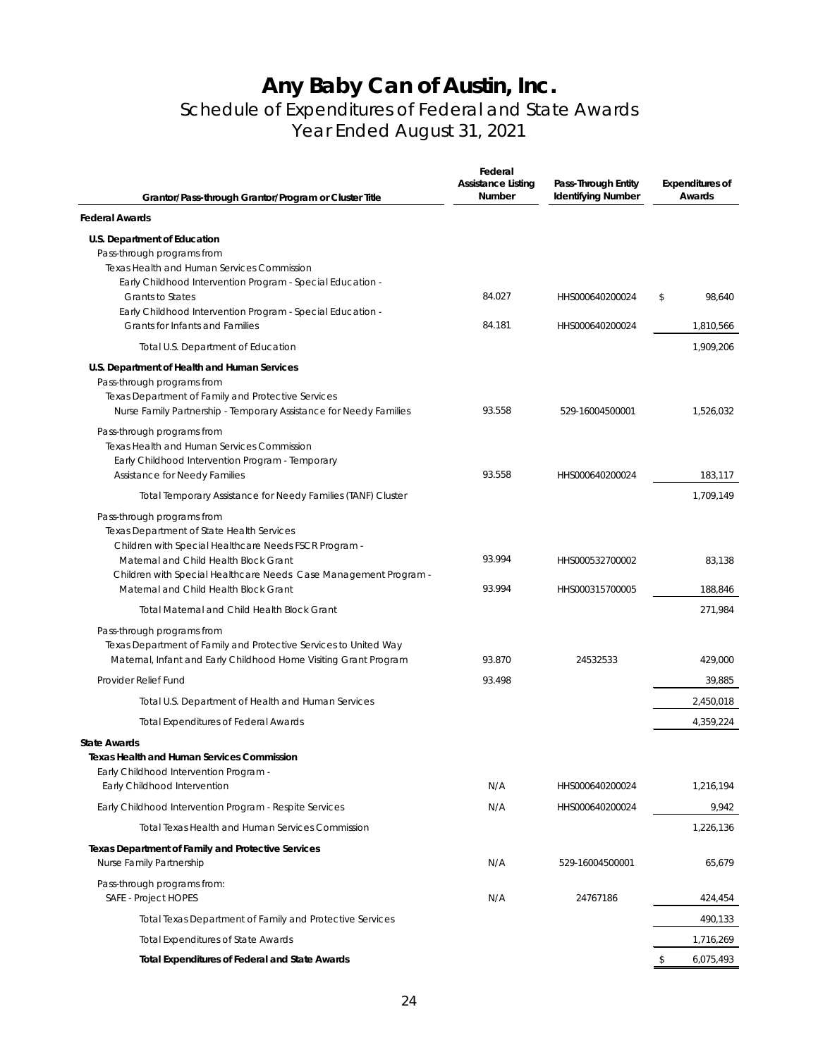# Any Baby Can of Austin, Inc.

## Schedule of Expenditures of Federal and State Awards
## Year Ended August 31, 2021

| Grantor/Pass-through Grantor/Program or Cluster Title | Federal Assistance Listing Number | Pass-Through Entity Identifying Number | Expenditures of Awards |
|---|---|---|---|
| **Federal Awards** | | | |
| **U.S. Department of Education** | | | |
| Pass-through programs from | | | |
| Texas Health and Human Services Commission | | | |
| Early Childhood Intervention Program - Special Education - Grants to States | 84.027 | HHS000640200024 | $ 98,640 |
| Early Childhood Intervention Program - Special Education - Grants for Infants and Families | 84.181 | HHS000640200024 | 1,810,566 |
| Total U.S. Department of Education | | | 1,909,206 |
| **U.S. Department of Health and Human Services** | | | |
| Pass-through programs from | | | |
| Texas Department of Family and Protective Services | | | |
| Nurse Family Partnership - Temporary Assistance for Needy Families | 93.558 | 529-16004500001 | 1,526,032 |
| Pass-through programs from | | | |
| Texas Health and Human Services Commission | | | |
| Early Childhood Intervention Program - Temporary Assistance for Needy Families | 93.558 | HHS000640200024 | 183,117 |
| Total Temporary Assistance for Needy Families (TANF) Cluster | | | 1,709,149 |
| Pass-through programs from | | | |
| Texas Department of State Health Services | | | |
| Children with Special Healthcare Needs FSCR Program - Maternal and Child Health Block Grant | 93.994 | HHS000532700002 | 83,138 |
| Children with Special Healthcare Needs Case Management Program - Maternal and Child Health Block Grant | 93.994 | HHS000315700005 | 188,846 |
| Total Maternal and Child Health Block Grant | | | 271,984 |
| Pass-through programs from | | | |
| Texas Department of Family and Protective Services to United Way | | | |
| Maternal, Infant and Early Childhood Home Visiting Grant Program | 93.870 | 24532533 | 429,000 |
| Provider Relief Fund | 93.498 | | 39,885 |
| Total U.S. Department of Health and Human Services | | | 2,450,018 |
| Total Expenditures of Federal Awards | | | 4,359,224 |
| **State Awards** | | | |
| **Texas Health and Human Services Commission** | | | |
| Early Childhood Intervention Program - Early Childhood Intervention | N/A | HHS000640200024 | 1,216,194 |
| Early Childhood Intervention Program - Respite Services | N/A | HHS000640200024 | 9,942 |
| Total Texas Health and Human Services Commission | | | 1,226,136 |
| **Texas Department of Family and Protective Services** | | | |
| Nurse Family Partnership | N/A | 529-16004500001 | 65,679 |
| Pass-through programs from: | | | |
| SAFE - Project HOPES | N/A | 24767186 | 424,454 |
| Total Texas Department of Family and Protective Services | | | 490,133 |
| Total Expenditures of State Awards | | | 1,716,269 |
| **Total Expenditures of Federal and State Awards** | | | $ 6,075,493 |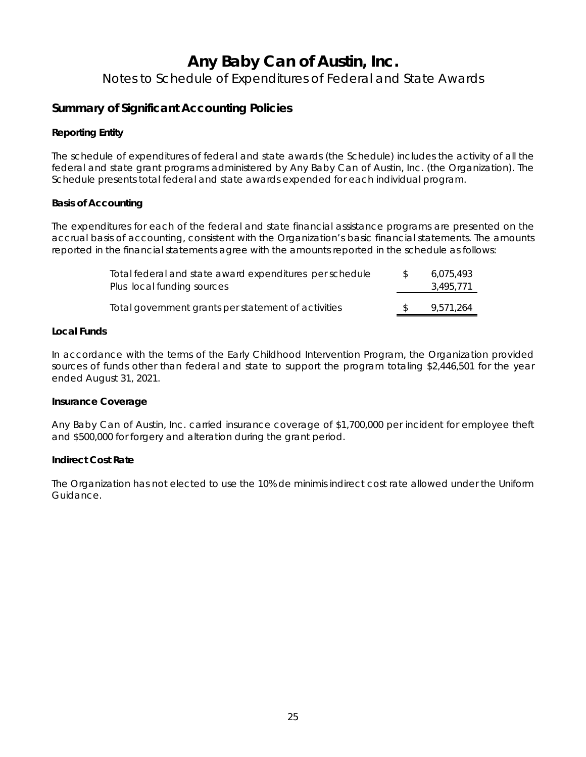# Any Baby Can of Austin, Inc.

## Notes to Schedule of Expenditures of Federal and State Awards

## Summary of Significant Accounting Policies

### Reporting Entity

The schedule of expenditures of federal and state awards (the Schedule) includes the activity of all the federal and state grant programs administered by Any Baby Can of Austin, Inc. (the Organization). The Schedule presents total federal and state awards expended for each individual program.

### Basis of Accounting

The expenditures for each of the federal and state financial assistance programs are presented on the accrual basis of accounting, consistent with the Organization's basic financial statements. The amounts reported in the financial statements agree with the amounts reported in the schedule as follows:

| | | |
|---|---|---|
| Total federal and state award expenditures per schedule | $ | 6,075,493 |
| Plus local funding sources | | 3,495,771 |
| Total government grants per statement of activities | $ | 9,571,264 |

### Local Funds

In accordance with the terms of the Early Childhood Intervention Program, the Organization provided sources of funds other than federal and state to support the program totaling $2,446,501 for the year ended August 31, 2021.

### Insurance Coverage

Any Baby Can of Austin, Inc. carried insurance coverage of $1,700,000 per incident for employee theft and $500,000 for forgery and alteration during the grant period.

### Indirect Cost Rate

The Organization has not elected to use the 10% de minimis indirect cost rate allowed under the Uniform Guidance.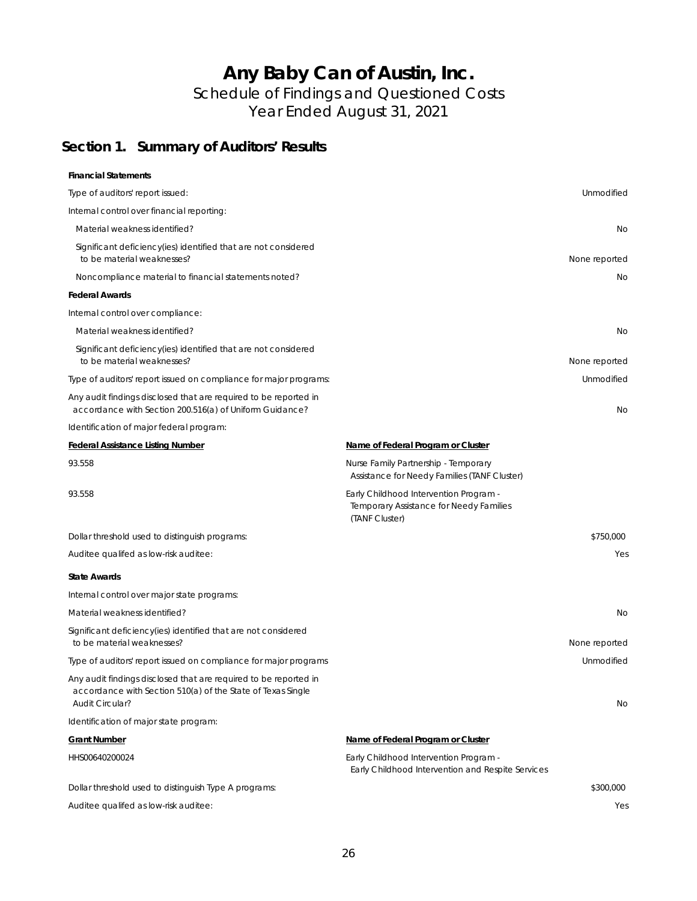# Any Baby Can of Austin, Inc.

## Schedule of Findings and Questioned Costs
## Year Ended August 31, 2021

## Section 1. Summary of Auditors' Results

**Financial Statements**

| | |
|---|---|
| Type of auditors' report issued: | Unmodified |
| Internal control over financial reporting: | |
| Material weakness identified? | No |
| Significant deficiency(ies) identified that are not considered to be material weaknesses? | None reported |
| Noncompliance material to financial statements noted? | No |

**Federal Awards**

| | |
|---|---|
| Internal control over compliance: | |
| Material weakness identified? | No |
| Significant deficiency(ies) identified that are not considered to be material weaknesses? | None reported |
| Type of auditors' report issued on compliance for major programs: | Unmodified |
| Any audit findings disclosed that are required to be reported in accordance with Section 200.516(a) of Uniform Guidance? | No |

Identification of major federal program:

| Federal Assistance Listing Number | Name of Federal Program or Cluster |
|---|---|
| 93.558 | Nurse Family Partnership - Temporary Assistance for Needy Families (TANF Cluster) |
| 93.558 | Early Childhood Intervention Program - Temporary Assistance for Needy Families (TANF Cluster) |

| | |
|---|---|
| Dollar threshold used to distinguish programs: | $750,000 |
| Auditee qualifed as low-risk auditee: | Yes |

**State Awards**

| | |
|---|---|
| Internal control over major state programs: | |
| Material weakness identified? | No |
| Significant deficiency(ies) identified that are not considered to be material weaknesses? | None reported |
| Type of auditors' report issued on compliance for major programs | Unmodified |
| Any audit findings disclosed that are required to be reported in accordance with Section 510(a) of the State of Texas Single Audit Circular? | No |

Identification of major state program:

| Grant Number | Name of Federal Program or Cluster |
|---|---|
| HHS00640200024 | Early Childhood Intervention Program - Early Childhood Intervention and Respite Services |

| | |
|---|---|
| Dollar threshold used to distinguish Type A programs: | $300,000 |
| Auditee qualifed as low-risk auditee: | Yes |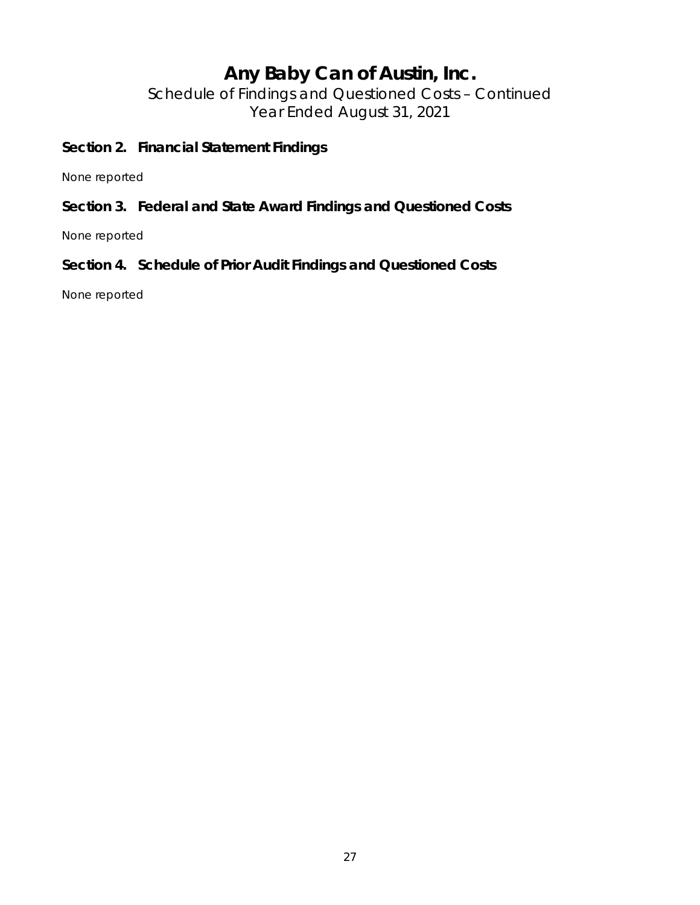# Any Baby Can of Austin, Inc.

Schedule of Findings and Questioned Costs – Continued
Year Ended August 31, 2021

## Section 2. Financial Statement Findings

None reported

## Section 3. Federal and State Award Findings and Questioned Costs

None reported

## Section 4. Schedule of Prior Audit Findings and Questioned Costs

None reported